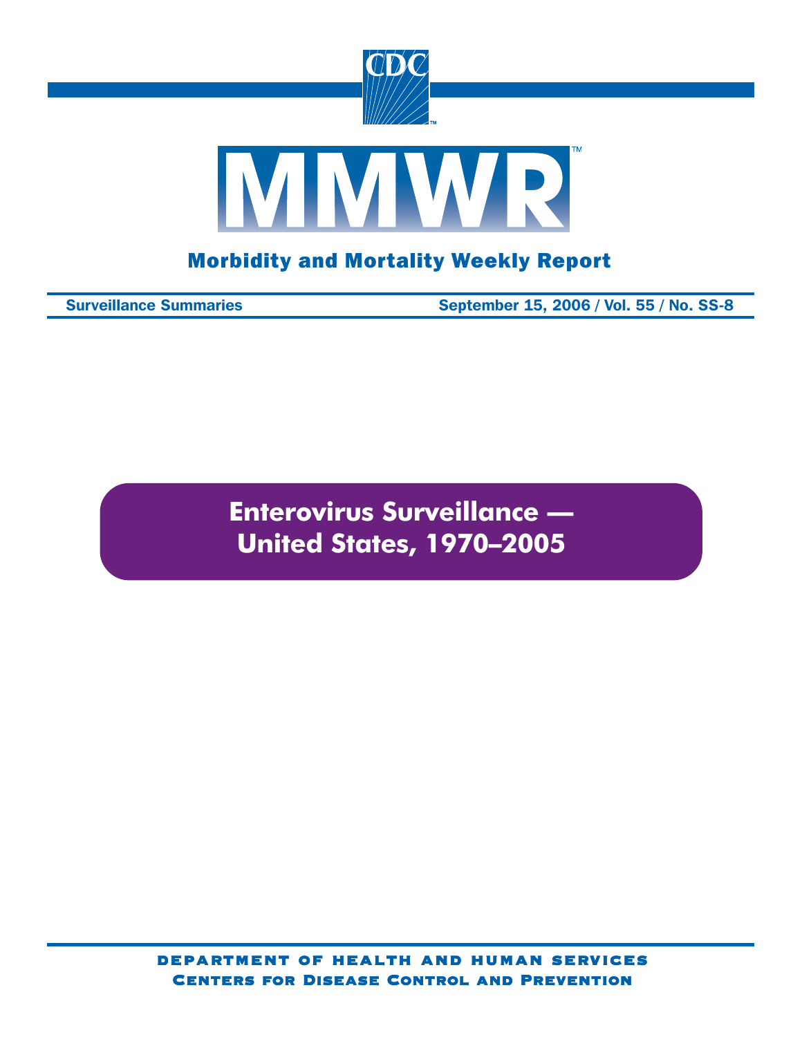# MMWR

## Morbidity and Mortality Weekly Report

Surveillance Summaries — September 15, 2006 / Vol. 55 / No. SS-8

# Enterovirus Surveillance — United States, 1970–2005

DEPARTMENT OF HEALTH AND HUMAN SERVICES
CENTERS FOR DISEASE CONTROL AND PREVENTION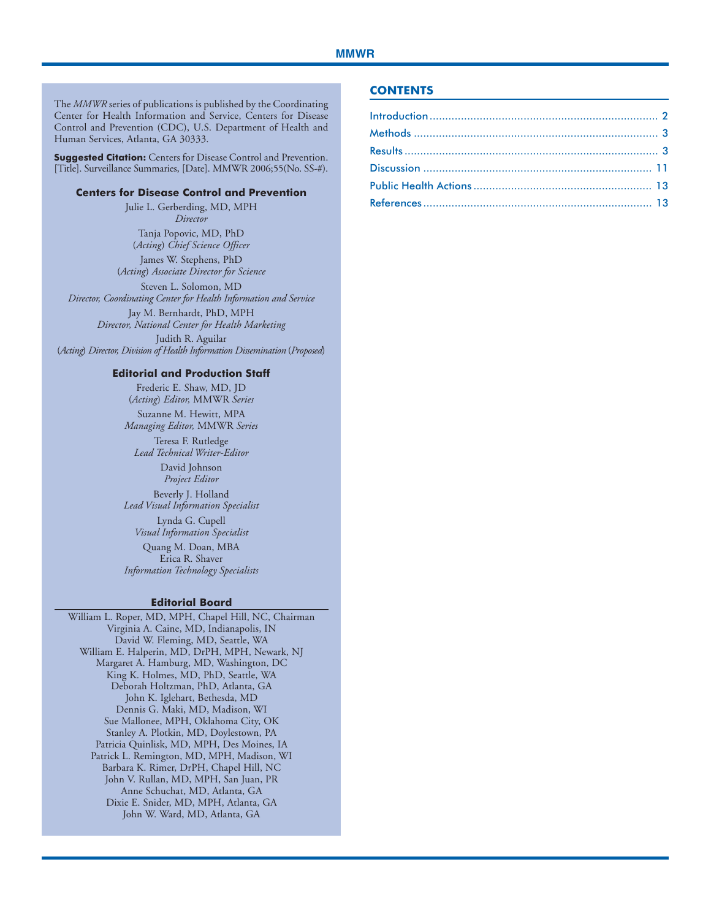The *MMWR* series of publications is published by the Coordinating Center for Health Information and Service, Centers for Disease Control and Prevention (CDC), U.S. Department of Health and Human Services, Atlanta, GA 30333.

**Suggested Citation:** Centers for Disease Control and Prevention. [Title]. Surveillance Summaries, [Date]. MMWR 2006;55(No. SS-#).

### Centers for Disease Control and Prevention

Julie L. Gerberding, MD, MPH
*Director*

Tanja Popovic, MD, PhD
(*Acting*) *Chief Science Officer*

James W. Stephens, PhD
(*Acting*) *Associate Director for Science*

Steven L. Solomon, MD
*Director, Coordinating Center for Health Information and Service*

Jay M. Bernhardt, PhD, MPH
*Director, National Center for Health Marketing*

Judith R. Aguilar
(*Acting*) *Director, Division of Health Information Dissemination* (*Proposed*)

### Editorial and Production Staff

Frederic E. Shaw, MD, JD
(*Acting*) *Editor,* MMWR *Series*

Suzanne M. Hewitt, MPA
*Managing Editor,* MMWR *Series*

Teresa F. Rutledge
*Lead Technical Writer-Editor*

David Johnson
*Project Editor*

Beverly J. Holland
*Lead Visual Information Specialist*

Lynda G. Cupell
*Visual Information Specialist*

Quang M. Doan, MBA
Erica R. Shaver
*Information Technology Specialists*

### Editorial Board

William L. Roper, MD, MPH, Chapel Hill, NC, Chairman
Virginia A. Caine, MD, Indianapolis, IN
David W. Fleming, MD, Seattle, WA
William E. Halperin, MD, DrPH, MPH, Newark, NJ
Margaret A. Hamburg, MD, Washington, DC
King K. Holmes, MD, PhD, Seattle, WA
Deborah Holtzman, PhD, Atlanta, GA
John K. Iglehart, Bethesda, MD
Dennis G. Maki, MD, Madison, WI
Sue Mallonee, MPH, Oklahoma City, OK
Stanley A. Plotkin, MD, Doylestown, PA
Patricia Quinlisk, MD, MPH, Des Moines, IA
Patrick L. Remington, MD, MPH, Madison, WI
Barbara K. Rimer, DrPH, Chapel Hill, NC
John V. Rullan, MD, MPH, San Juan, PR
Anne Schuchat, MD, Atlanta, GA
Dixie E. Snider, MD, MPH, Atlanta, GA
John W. Ward, MD, Atlanta, GA

## CONTENTS

Introduction ........ 2
Methods ........ 3
Results ........ 3
Discussion ........ 11
Public Health Actions ........ 13
References ........ 13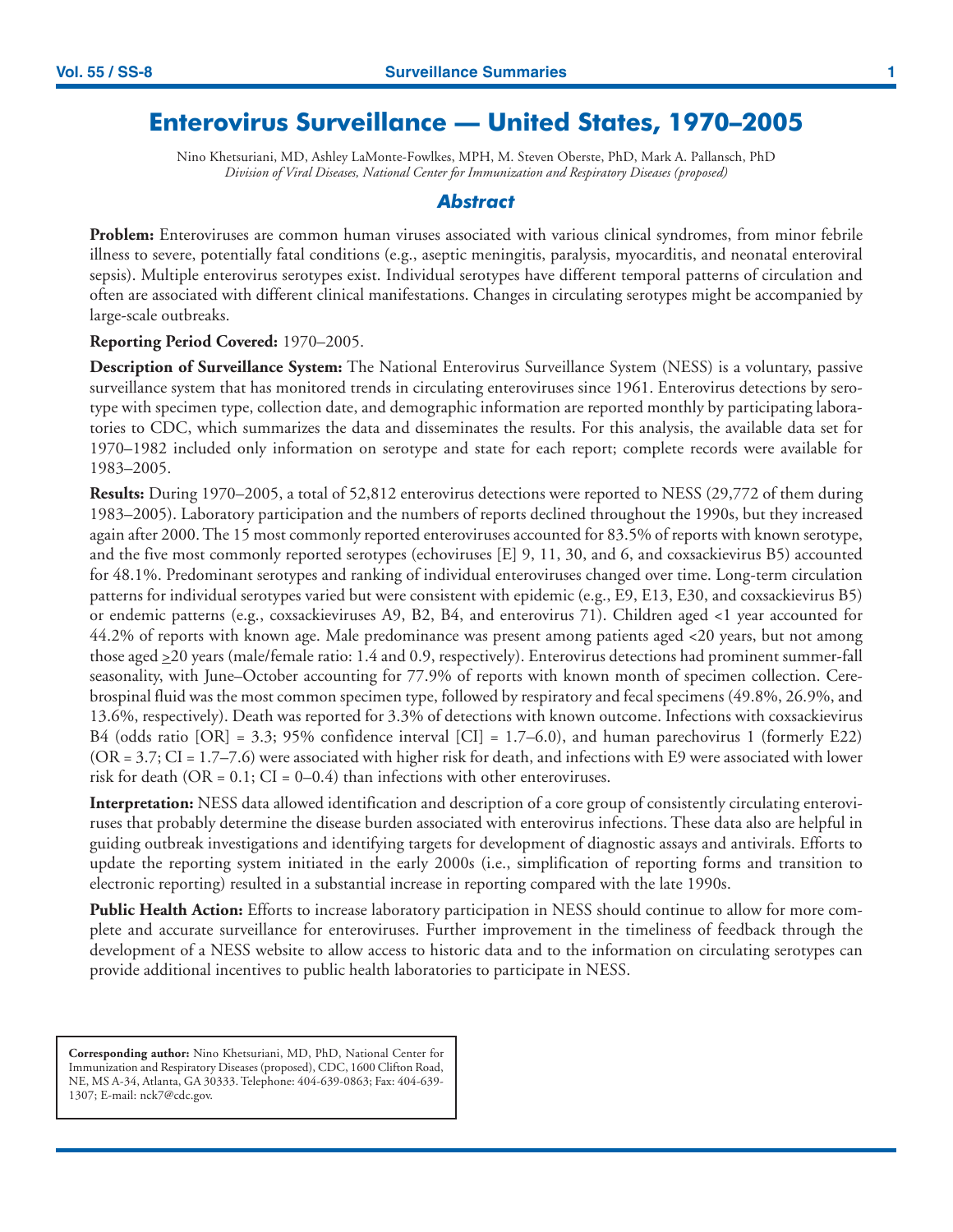# Enterovirus Surveillance — United States, 1970–2005

Nino Khetsuriani, MD, Ashley LaMonte-Fowlkes, MPH, M. Steven Oberste, PhD, Mark A. Pallansch, PhD
*Division of Viral Diseases, National Center for Immunization and Respiratory Diseases (proposed)*

## *Abstract*

**Problem:** Enteroviruses are common human viruses associated with various clinical syndromes, from minor febrile illness to severe, potentially fatal conditions (e.g., aseptic meningitis, paralysis, myocarditis, and neonatal enteroviral sepsis). Multiple enterovirus serotypes exist. Individual serotypes have different temporal patterns of circulation and often are associated with different clinical manifestations. Changes in circulating serotypes might be accompanied by large-scale outbreaks.

**Reporting Period Covered:** 1970–2005.

**Description of Surveillance System:** The National Enterovirus Surveillance System (NESS) is a voluntary, passive surveillance system that has monitored trends in circulating enteroviruses since 1961. Enterovirus detections by serotype with specimen type, collection date, and demographic information are reported monthly by participating laboratories to CDC, which summarizes the data and disseminates the results. For this analysis, the available data set for 1970–1982 included only information on serotype and state for each report; complete records were available for 1983–2005.

**Results:** During 1970–2005, a total of 52,812 enterovirus detections were reported to NESS (29,772 of them during 1983–2005). Laboratory participation and the numbers of reports declined throughout the 1990s, but they increased again after 2000. The 15 most commonly reported enteroviruses accounted for 83.5% of reports with known serotype, and the five most commonly reported serotypes (echoviruses [E] 9, 11, 30, and 6, and coxsackievirus B5) accounted for 48.1%. Predominant serotypes and ranking of individual enteroviruses changed over time. Long-term circulation patterns for individual serotypes varied but were consistent with epidemic (e.g., E9, E13, E30, and coxsackievirus B5) or endemic patterns (e.g., coxsackieviruses A9, B2, B4, and enterovirus 71). Children aged <1 year accounted for 44.2% of reports with known age. Male predominance was present among patients aged <20 years, but not among those aged ≥20 years (male/female ratio: 1.4 and 0.9, respectively). Enterovirus detections had prominent summer-fall seasonality, with June–October accounting for 77.9% of reports with known month of specimen collection. Cerebrospinal fluid was the most common specimen type, followed by respiratory and fecal specimens (49.8%, 26.9%, and 13.6%, respectively). Death was reported for 3.3% of detections with known outcome. Infections with coxsackievirus B4 (odds ratio [OR] = 3.3; 95% confidence interval [CI] = 1.7–6.0), and human parechovirus 1 (formerly E22) (OR = 3.7; CI = 1.7–7.6) were associated with higher risk for death, and infections with E9 were associated with lower risk for death (OR = 0.1; CI = 0–0.4) than infections with other enteroviruses.

**Interpretation:** NESS data allowed identification and description of a core group of consistently circulating enteroviruses that probably determine the disease burden associated with enterovirus infections. These data also are helpful in guiding outbreak investigations and identifying targets for development of diagnostic assays and antivirals. Efforts to update the reporting system initiated in the early 2000s (i.e., simplification of reporting forms and transition to electronic reporting) resulted in a substantial increase in reporting compared with the late 1990s.

**Public Health Action:** Efforts to increase laboratory participation in NESS should continue to allow for more complete and accurate surveillance for enteroviruses. Further improvement in the timeliness of feedback through the development of a NESS website to allow access to historic data and to the information on circulating serotypes can provide additional incentives to public health laboratories to participate in NESS.

**Corresponding author:** Nino Khetsuriani, MD, PhD, National Center for Immunization and Respiratory Diseases (proposed), CDC, 1600 Clifton Road, NE, MS A-34, Atlanta, GA 30333. Telephone: 404-639-0863; Fax: 404-639-1307; E-mail: nck7@cdc.gov.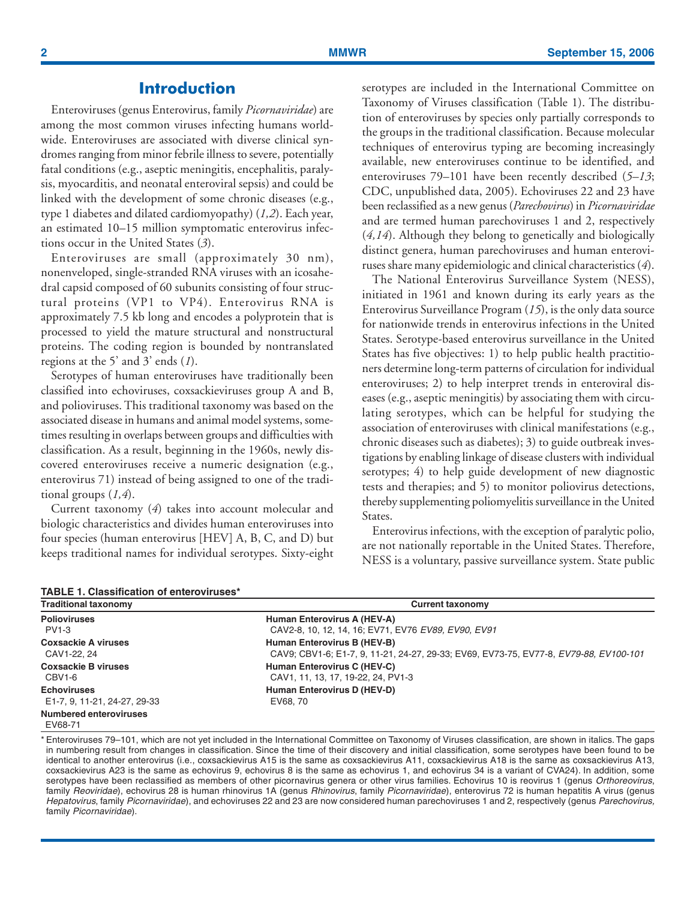## Introduction

Enteroviruses (genus Enterovirus, family *Picornaviridae*) are among the most common viruses infecting humans worldwide. Enteroviruses are associated with diverse clinical syndromes ranging from minor febrile illness to severe, potentially fatal conditions (e.g., aseptic meningitis, encephalitis, paralysis, myocarditis, and neonatal enteroviral sepsis) and could be linked with the development of some chronic diseases (e.g., type 1 diabetes and dilated cardiomyopathy) (*1,2*). Each year, an estimated 10–15 million symptomatic enterovirus infections occur in the United States (*3*).

Enteroviruses are small (approximately 30 nm), nonenveloped, single-stranded RNA viruses with an icosahedral capsid composed of 60 subunits consisting of four structural proteins (VP1 to VP4). Enterovirus RNA is approximately 7.5 kb long and encodes a polyprotein that is processed to yield the mature structural and nonstructural proteins. The coding region is bounded by nontranslated regions at the 5' and 3' ends (*1*).

Serotypes of human enteroviruses have traditionally been classified into echoviruses, coxsackieviruses group A and B, and polioviruses. This traditional taxonomy was based on the associated disease in humans and animal model systems, sometimes resulting in overlaps between groups and difficulties with classification. As a result, beginning in the 1960s, newly discovered enteroviruses receive a numeric designation (e.g., enterovirus 71) instead of being assigned to one of the traditional groups (*1,4*).

Current taxonomy (*4*) takes into account molecular and biologic characteristics and divides human enteroviruses into four species (human enterovirus [HEV] A, B, C, and D) but keeps traditional names for individual serotypes. Sixty-eight serotypes are included in the International Committee on Taxonomy of Viruses classification (Table 1). The distribution of enteroviruses by species only partially corresponds to the groups in the traditional classification. Because molecular techniques of enterovirus typing are becoming increasingly available, new enteroviruses continue to be identified, and enteroviruses 79–101 have been recently described (*5–13*; CDC, unpublished data, 2005). Echoviruses 22 and 23 have been reclassified as a new genus (*Parechovirus*) in *Picornaviridae* and are termed human parechoviruses 1 and 2, respectively (*4,14*). Although they belong to genetically and biologically distinct genera, human parechoviruses and human enteroviruses share many epidemiologic and clinical characteristics (*4*).

The National Enterovirus Surveillance System (NESS), initiated in 1961 and known during its early years as the Enterovirus Surveillance Program (*15*), is the only data source for nationwide trends in enterovirus infections in the United States. Serotype-based enterovirus surveillance in the United States has five objectives: 1) to help public health practitioners determine long-term patterns of circulation for individual enteroviruses; 2) to help interpret trends in enteroviral diseases (e.g., aseptic meningitis) by associating them with circulating serotypes, which can be helpful for studying the association of enteroviruses with clinical manifestations (e.g., chronic diseases such as diabetes); 3) to guide outbreak investigations by enabling linkage of disease clusters with individual serotypes; 4) to help guide development of new diagnostic tests and therapies; and 5) to monitor poliovirus detections, thereby supplementing poliomyelitis surveillance in the United States.

Enterovirus infections, with the exception of paralytic polio, are not nationally reportable in the United States. Therefore, NESS is a voluntary, passive surveillance system. State public

**TABLE 1. Classification of enteroviruses***

| Traditional taxonomy | Current taxonomy |
|---|---|
| **Polioviruses** | **Human Enterovirus A (HEV-A)** |
| PV1-3 | CAV2-8, 10, 12, 14, 16; EV71, EV76 *EV89, EV90, EV91* |
| **Coxsackie A viruses** | **Human Enterovirus B (HEV-B)** |
| CAV1-22, 24 | CAV9; CBV1-6; E1-7, 9, 11-21, 24-27, 29-33; EV69, EV73-75, EV77-8, *EV79-88, EV100-101* |
| **Coxsackie B viruses** | **Human Enterovirus C (HEV-C)** |
| CBV1-6 | CAV1, 11, 13, 17, 19-22, 24, PV1-3 |
| **Echoviruses** | **Human Enterovirus D (HEV-D)** |
| E1-7, 9, 11-21, 24-27, 29-33 | EV68, 70 |
| **Numbered enteroviruses** | |
| EV68-71 | |

\* Enteroviruses 79–101, which are not yet included in the International Committee on Taxonomy of Viruses classification, are shown in italics. The gaps in numbering result from changes in classification. Since the time of their discovery and initial classification, some serotypes have been found to be identical to another enterovirus (i.e., coxsackievirus A15 is the same as coxsackievirus A11, coxsackievirus A18 is the same as coxsackievirus A13, coxsackievirus A23 is the same as echovirus 9, echovirus 8 is the same as echovirus 1, and echovirus 34 is a variant of CVA24). In addition, some serotypes have been reclassified as members of other picornavirus genera or other virus families. Echovirus 10 is reovirus 1 (genus *Orthoreovirus*, family *Reoviridae*), echovirus 28 is human rhinovirus 1A (genus *Rhinovirus*, family *Picornaviridae*), enterovirus 72 is human hepatitis A virus (genus *Hepatovirus*, family *Picornaviridae*), and echoviruses 22 and 23 are now considered human parechoviruses 1 and 2, respectively (genus *Parechovirus,* family *Picornaviridae*).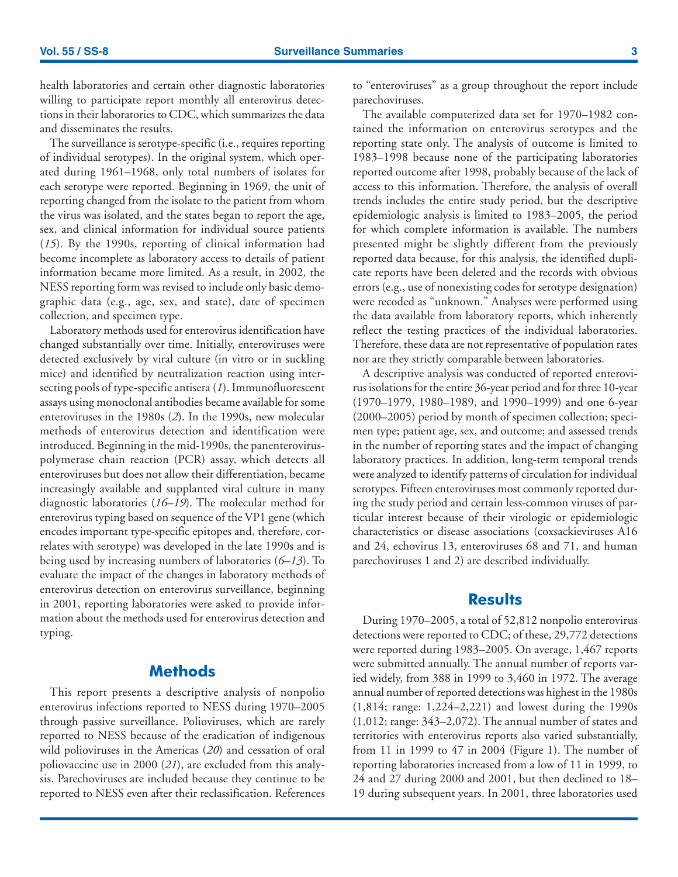health laboratories and certain other diagnostic laboratories willing to participate report monthly all enterovirus detections in their laboratories to CDC, which summarizes the data and disseminates the results.

The surveillance is serotype-specific (i.e., requires reporting of individual serotypes). In the original system, which operated during 1961–1968, only total numbers of isolates for each serotype were reported. Beginning in 1969, the unit of reporting changed from the isolate to the patient from whom the virus was isolated, and the states began to report the age, sex, and clinical information for individual source patients (*15*). By the 1990s, reporting of clinical information had become incomplete as laboratory access to details of patient information became more limited. As a result, in 2002, the NESS reporting form was revised to include only basic demographic data (e.g., age, sex, and state), date of specimen collection, and specimen type.

Laboratory methods used for enterovirus identification have changed substantially over time. Initially, enteroviruses were detected exclusively by viral culture (in vitro or in suckling mice) and identified by neutralization reaction using intersecting pools of type-specific antisera (*1*). Immunofluorescent assays using monoclonal antibodies became available for some enteroviruses in the 1980s (*2*). In the 1990s, new molecular methods of enterovirus detection and identification were introduced. Beginning in the mid-1990s, the panenterovirus-polymerase chain reaction (PCR) assay, which detects all enteroviruses but does not allow their differentiation, became increasingly available and supplanted viral culture in many diagnostic laboratories (*16*–*19*). The molecular method for enterovirus typing based on sequence of the VP1 gene (which encodes important type-specific epitopes and, therefore, correlates with serotype) was developed in the late 1990s and is being used by increasing numbers of laboratories (*6*–*13*). To evaluate the impact of the changes in laboratory methods of enterovirus detection on enterovirus surveillance, beginning in 2001, reporting laboratories were asked to provide information about the methods used for enterovirus detection and typing.

## Methods

This report presents a descriptive analysis of nonpolio enterovirus infections reported to NESS during 1970–2005 through passive surveillance. Polioviruses, which are rarely reported to NESS because of the eradication of indigenous wild polioviruses in the Americas (*20*) and cessation of oral poliovaccine use in 2000 (*21*), are excluded from this analysis. Parechoviruses are included because they continue to be reported to NESS even after their reclassification. References to "enteroviruses" as a group throughout the report include parechoviruses.

The available computerized data set for 1970–1982 contained the information on enterovirus serotypes and the reporting state only. The analysis of outcome is limited to 1983–1998 because none of the participating laboratories reported outcome after 1998, probably because of the lack of access to this information. Therefore, the analysis of overall trends includes the entire study period, but the descriptive epidemiologic analysis is limited to 1983–2005, the period for which complete information is available. The numbers presented might be slightly different from the previously reported data because, for this analysis, the identified duplicate reports have been deleted and the records with obvious errors (e.g., use of nonexisting codes for serotype designation) were recoded as "unknown." Analyses were performed using the data available from laboratory reports, which inherently reflect the testing practices of the individual laboratories. Therefore, these data are not representative of population rates nor are they strictly comparable between laboratories.

A descriptive analysis was conducted of reported enterovirus isolations for the entire 36-year period and for three 10-year (1970–1979, 1980–1989, and 1990–1999) and one 6-year (2000–2005) period by month of specimen collection; specimen type; patient age, sex, and outcome; and assessed trends in the number of reporting states and the impact of changing laboratory practices. In addition, long-term temporal trends were analyzed to identify patterns of circulation for individual serotypes. Fifteen enteroviruses most commonly reported during the study period and certain less-common viruses of particular interest because of their virologic or epidemiologic characteristics or disease associations (coxsackieviruses A16 and 24, echovirus 13, enteroviruses 68 and 71, and human parechoviruses 1 and 2) are described individually.

## Results

During 1970–2005, a total of 52,812 nonpolio enterovirus detections were reported to CDC; of these, 29,772 detections were reported during 1983–2005. On average, 1,467 reports were submitted annually. The annual number of reports varied widely, from 388 in 1999 to 3,460 in 1972. The average annual number of reported detections was highest in the 1980s (1,814; range: 1,224–2,221) and lowest during the 1990s (1,012; range: 343–2,072). The annual number of states and territories with enterovirus reports also varied substantially, from 11 in 1999 to 47 in 2004 (Figure 1). The number of reporting laboratories increased from a low of 11 in 1999, to 24 and 27 during 2000 and 2001, but then declined to 18–19 during subsequent years. In 2001, three laboratories used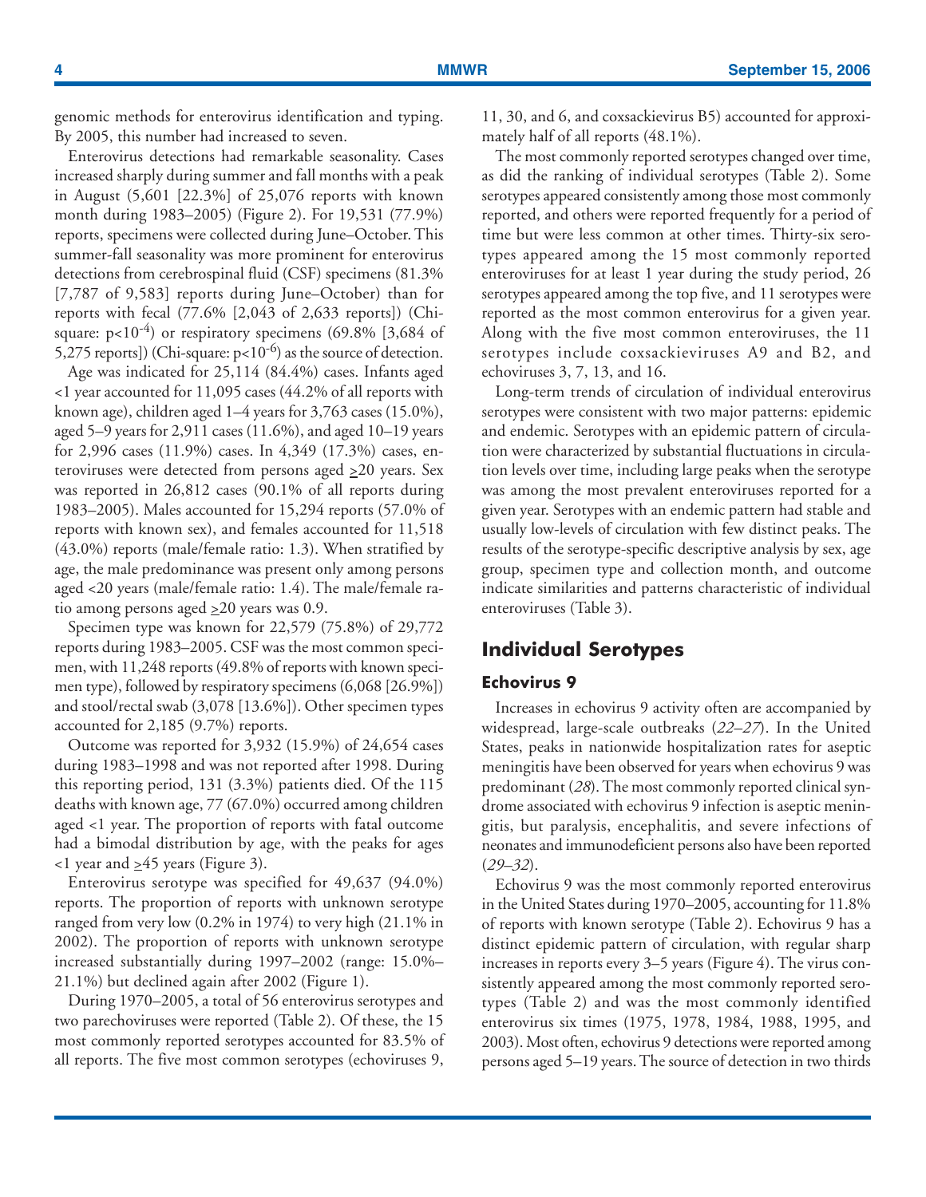genomic methods for enterovirus identification and typing. By 2005, this number had increased to seven.

Enterovirus detections had remarkable seasonality. Cases increased sharply during summer and fall months with a peak in August (5,601 [22.3%] of 25,076 reports with known month during 1983–2005) (Figure 2). For 19,531 (77.9%) reports, specimens were collected during June–October. This summer-fall seasonality was more prominent for enterovirus detections from cerebrospinal fluid (CSF) specimens (81.3% [7,787 of 9,583] reports during June–October) than for reports with fecal (77.6% [2,043 of 2,633 reports]) (Chi-square: $p<10^{-4}$) or respiratory specimens (69.8% [3,684 of 5,275 reports]) (Chi-square: $p<10^{-6}$) as the source of detection.

Age was indicated for 25,114 (84.4%) cases. Infants aged <1 year accounted for 11,095 cases (44.2% of all reports with known age), children aged 1–4 years for 3,763 cases (15.0%), aged 5–9 years for 2,911 cases (11.6%), and aged 10–19 years for 2,996 cases (11.9%) cases. In 4,349 (17.3%) cases, enteroviruses were detected from persons aged ≥20 years. Sex was reported in 26,812 cases (90.1% of all reports during 1983–2005). Males accounted for 15,294 reports (57.0% of reports with known sex), and females accounted for 11,518 (43.0%) reports (male/female ratio: 1.3). When stratified by age, the male predominance was present only among persons aged <20 years (male/female ratio: 1.4). The male/female ratio among persons aged ≥20 years was 0.9.

Specimen type was known for 22,579 (75.8%) of 29,772 reports during 1983–2005. CSF was the most common specimen, with 11,248 reports (49.8% of reports with known specimen type), followed by respiratory specimens (6,068 [26.9%]) and stool/rectal swab (3,078 [13.6%]). Other specimen types accounted for 2,185 (9.7%) reports.

Outcome was reported for 3,932 (15.9%) of 24,654 cases during 1983–1998 and was not reported after 1998. During this reporting period, 131 (3.3%) patients died. Of the 115 deaths with known age, 77 (67.0%) occurred among children aged <1 year. The proportion of reports with fatal outcome had a bimodal distribution by age, with the peaks for ages <1 year and ≥45 years (Figure 3).

Enterovirus serotype was specified for 49,637 (94.0%) reports. The proportion of reports with unknown serotype ranged from very low (0.2% in 1974) to very high (21.1% in 2002). The proportion of reports with unknown serotype increased substantially during 1997–2002 (range: 15.0%–21.1%) but declined again after 2002 (Figure 1).

During 1970–2005, a total of 56 enterovirus serotypes and two parechoviruses were reported (Table 2). Of these, the 15 most commonly reported serotypes accounted for 83.5% of all reports. The five most common serotypes (echoviruses 9, 11, 30, and 6, and coxsackievirus B5) accounted for approximately half of all reports (48.1%).

The most commonly reported serotypes changed over time, as did the ranking of individual serotypes (Table 2). Some serotypes appeared consistently among those most commonly reported, and others were reported frequently for a period of time but were less common at other times. Thirty-six serotypes appeared among the 15 most commonly reported enteroviruses for at least 1 year during the study period, 26 serotypes appeared among the top five, and 11 serotypes were reported as the most common enterovirus for a given year. Along with the five most common enteroviruses, the 11 serotypes include coxsackieviruses A9 and B2, and echoviruses 3, 7, 13, and 16.

Long-term trends of circulation of individual enterovirus serotypes were consistent with two major patterns: epidemic and endemic. Serotypes with an epidemic pattern of circulation were characterized by substantial fluctuations in circulation levels over time, including large peaks when the serotype was among the most prevalent enteroviruses reported for a given year. Serotypes with an endemic pattern had stable and usually low-levels of circulation with few distinct peaks. The results of the serotype-specific descriptive analysis by sex, age group, specimen type and collection month, and outcome indicate similarities and patterns characteristic of individual enteroviruses (Table 3).

## Individual Serotypes

### Echovirus 9

Increases in echovirus 9 activity often are accompanied by widespread, large-scale outbreaks (*22–27*). In the United States, peaks in nationwide hospitalization rates for aseptic meningitis have been observed for years when echovirus 9 was predominant (*28*). The most commonly reported clinical syndrome associated with echovirus 9 infection is aseptic meningitis, but paralysis, encephalitis, and severe infections of neonates and immunodeficient persons also have been reported (*29–32*).

Echovirus 9 was the most commonly reported enterovirus in the United States during 1970–2005, accounting for 11.8% of reports with known serotype (Table 2). Echovirus 9 has a distinct epidemic pattern of circulation, with regular sharp increases in reports every 3–5 years (Figure 4). The virus consistently appeared among the most commonly reported serotypes (Table 2) and was the most commonly identified enterovirus six times (1975, 1978, 1984, 1988, 1995, and 2003). Most often, echovirus 9 detections were reported among persons aged 5–19 years. The source of detection in two thirds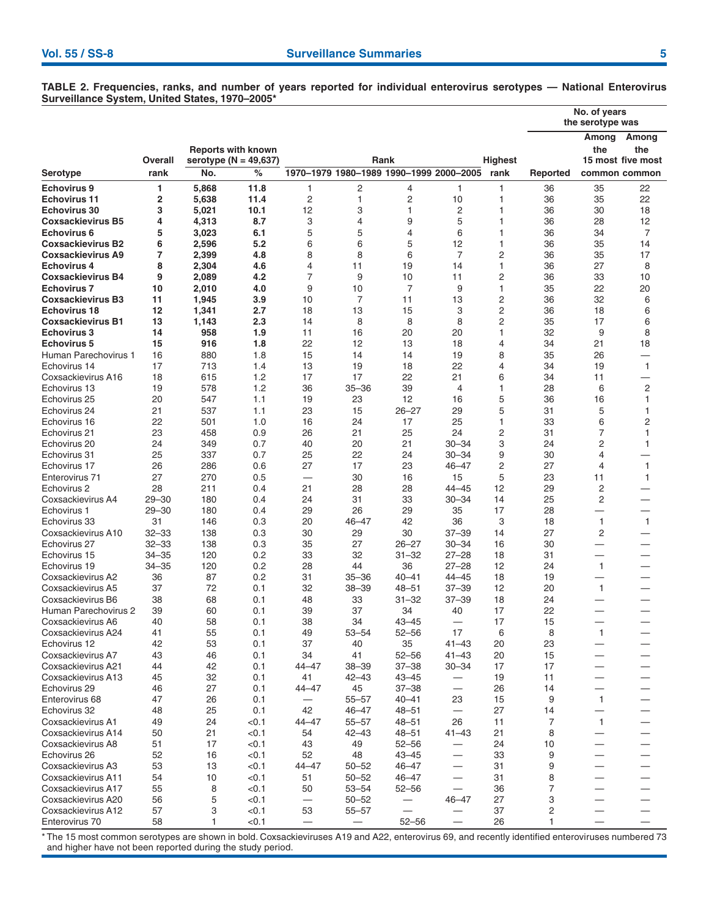**TABLE 2. Frequencies, ranks, and number of years reported for individual enterovirus serotypes — National Enterovirus Surveillance System, United States, 1970–2005***

| Serotype | Overall rank | Reports with known serotype (N = 49,637) | | Rank | | | | Highest rank | No. of years the serotype was | | |
|---|---|---|---|---|---|---|---|---|---|---|---|
| | | No. | % | 1970–1979 | 1980–1989 | 1990–1999 | 2000–2005 | | Reported | Among the 15 most common | Among the five most common |
| **Echovirus 9** | **1** | **5,868** | **11.8** | 1 | 2 | 4 | 1 | 1 | 36 | 35 | 22 |
| **Echovirus 11** | **2** | **5,638** | **11.4** | 2 | 1 | 2 | 10 | 1 | 36 | 35 | 22 |
| **Echovirus 30** | **3** | **5,021** | **10.1** | 12 | 3 | 1 | 2 | 1 | 36 | 30 | 18 |
| **Coxsackievirus B5** | **4** | **4,313** | **8.7** | 3 | 4 | 9 | 5 | 1 | 36 | 28 | 12 |
| **Echovirus 6** | **5** | **3,023** | **6.1** | 5 | 5 | 4 | 6 | 1 | 36 | 34 | 7 |
| **Coxsackievirus B2** | **6** | **2,596** | **5.2** | 6 | 6 | 5 | 12 | 1 | 36 | 35 | 14 |
| **Coxsackievirus A9** | **7** | **2,399** | **4.8** | 8 | 8 | 6 | 7 | 2 | 36 | 35 | 17 |
| **Echovirus 4** | **8** | **2,304** | **4.6** | 4 | 11 | 19 | 14 | 1 | 36 | 27 | 8 |
| **Coxsackievirus B4** | **9** | **2,089** | **4.2** | 7 | 9 | 10 | 11 | 2 | 36 | 33 | 10 |
| **Echovirus 7** | **10** | **2,010** | **4.0** | 9 | 10 | 7 | 9 | 1 | 35 | 22 | 20 |
| **Coxsackievirus B3** | **11** | **1,945** | **3.9** | 10 | 7 | 11 | 13 | 2 | 36 | 32 | 6 |
| **Echovirus 18** | **12** | **1,341** | **2.7** | 18 | 13 | 15 | 3 | 2 | 36 | 18 | 6 |
| **Coxsackievirus B1** | **13** | **1,143** | **2.3** | 14 | 8 | 8 | 8 | 2 | 35 | 17 | 6 |
| **Echovirus 3** | **14** | **958** | **1.9** | 11 | 16 | 20 | 20 | 1 | 32 | 9 | 8 |
| **Echovirus 5** | **15** | **916** | **1.8** | 22 | 12 | 13 | 18 | 4 | 34 | 21 | 18 |
| Human Parechovirus 1 | 16 | 880 | 1.8 | 15 | 14 | 14 | 19 | 8 | 35 | 26 | — |
| Echovirus 14 | 17 | 713 | 1.4 | 13 | 19 | 18 | 22 | 4 | 34 | 19 | 1 |
| Coxsackievirus A16 | 18 | 615 | 1.2 | 17 | 17 | 22 | 21 | 6 | 34 | 11 | — |
| Echovirus 13 | 19 | 578 | 1.2 | 36 | 35–36 | 39 | 4 | 1 | 28 | 6 | 2 |
| Echovirus 25 | 20 | 547 | 1.1 | 19 | 23 | 12 | 16 | 5 | 36 | 16 | 1 |
| Echovirus 24 | 21 | 537 | 1.1 | 23 | 15 | 26–27 | 29 | 5 | 31 | 5 | 1 |
| Echovirus 16 | 22 | 501 | 1.0 | 16 | 24 | 17 | 25 | 1 | 33 | 6 | 2 |
| Echovirus 21 | 23 | 458 | 0.9 | 26 | 21 | 25 | 24 | 2 | 31 | 7 | 1 |
| Echovirus 20 | 24 | 349 | 0.7 | 40 | 20 | 21 | 30–34 | 3 | 24 | 2 | 1 |
| Echovirus 31 | 25 | 337 | 0.7 | 25 | 22 | 24 | 30–34 | 9 | 30 | 4 | — |
| Echovirus 17 | 26 | 286 | 0.6 | 27 | 17 | 23 | 46–47 | 2 | 27 | 4 | 1 |
| Enterovirus 71 | 27 | 270 | 0.5 | — | 30 | 16 | 15 | 5 | 23 | 11 | 1 |
| Echovirus 2 | 28 | 211 | 0.4 | 21 | 28 | 28 | 44–45 | 12 | 29 | 2 | — |
| Coxsackievirus A4 | 29–30 | 180 | 0.4 | 24 | 31 | 33 | 30–34 | 14 | 25 | 2 | — |
| Echovirus 1 | 29–30 | 180 | 0.4 | 29 | 26 | 29 | 35 | 17 | 28 | — | — |
| Echovirus 33 | 31 | 146 | 0.3 | 20 | 46–47 | 42 | 36 | 3 | 18 | 1 | 1 |
| Coxsackievirus A10 | 32–33 | 138 | 0.3 | 30 | 29 | 30 | 37–39 | 14 | 27 | 2 | — |
| Echovirus 27 | 32–33 | 138 | 0.3 | 35 | 27 | 26–27 | 30–34 | 16 | 30 | — | — |
| Echovirus 15 | 34–35 | 120 | 0.2 | 33 | 32 | 31–32 | 27–28 | 18 | 31 | — | — |
| Echovirus 19 | 34–35 | 120 | 0.2 | 28 | 44 | 36 | 27–28 | 12 | 24 | 1 | — |
| Coxsackievirus A2 | 36 | 87 | 0.2 | 31 | 35–36 | 40–41 | 44–45 | 18 | 19 | — | — |
| Coxsackievirus A5 | 37 | 72 | 0.1 | 32 | 38–39 | 48–51 | 37–39 | 12 | 20 | 1 | — |
| Coxsackievirus B6 | 38 | 68 | 0.1 | 48 | 33 | 31–32 | 37–39 | 18 | 24 | — | — |
| Human Parechovirus 2 | 39 | 60 | 0.1 | 39 | 37 | 34 | 40 | 17 | 22 | — | — |
| Coxsackievirus A6 | 40 | 58 | 0.1 | 38 | 34 | 43–45 | — | 17 | 15 | — | — |
| Coxsackievirus A24 | 41 | 55 | 0.1 | 49 | 53–54 | 52–56 | 17 | 6 | 8 | 1 | — |
| Echovirus 12 | 42 | 53 | 0.1 | 37 | 40 | 35 | 41–43 | 20 | 23 | — | — |
| Coxsackievirus A7 | 43 | 46 | 0.1 | 34 | 41 | 52–56 | 41–43 | 20 | 15 | — | — |
| Coxsackievirus A21 | 44 | 42 | 0.1 | 44–47 | 38–39 | 37–38 | 30–34 | 17 | 17 | — | — |
| Coxsackievirus A13 | 45 | 32 | 0.1 | 41 | 42–43 | 43–45 | — | 19 | 11 | — | — |
| Echovirus 29 | 46 | 27 | 0.1 | 44–47 | 45 | 37–38 | — | 26 | 14 | — | — |
| Enterovirus 68 | 47 | 26 | 0.1 | — | 55–57 | 40–41 | 23 | 15 | 9 | 1 | — |
| Echovirus 32 | 48 | 25 | 0.1 | 42 | 46–47 | 48–51 | — | 27 | 14 | — | — |
| Coxsackievirus A1 | 49 | 24 | <0.1 | 44–47 | 55–57 | 48–51 | 26 | 11 | 7 | 1 | — |
| Coxsackievirus A14 | 50 | 21 | <0.1 | 54 | 42–43 | 48–51 | 41–43 | 21 | 8 | — | — |
| Coxsackievirus A8 | 51 | 17 | <0.1 | 43 | 49 | 52–56 | — | 24 | 10 | — | — |
| Echovirus 26 | 52 | 16 | <0.1 | 52 | 48 | 43–45 | — | 33 | 9 | — | — |
| Coxsackievirus A3 | 53 | 13 | <0.1 | 44–47 | 50–52 | 46–47 | — | 31 | 9 | — | — |
| Coxsackievirus A11 | 54 | 10 | <0.1 | 51 | 50–52 | 46–47 | — | 31 | 8 | — | — |
| Coxsackievirus A17 | 55 | 8 | <0.1 | 50 | 53–54 | 52–56 | — | 36 | 7 | — | — |
| Coxsackievirus A20 | 56 | 5 | <0.1 | — | 50–52 | — | 46–47 | 27 | 3 | — | — |
| Coxsackievirus A12 | 57 | 3 | <0.1 | 53 | 55–57 | — | — | 37 | 2 | — | — |
| Enterovirus 70 | 58 | 1 | <0.1 | — | — | 52–56 | — | 26 | 1 | — | — |

* The 15 most common serotypes are shown in bold. Coxsackieviruses A19 and A22, enterovirus 69, and recently identified enteroviruses numbered 73 and higher have not been reported during the study period.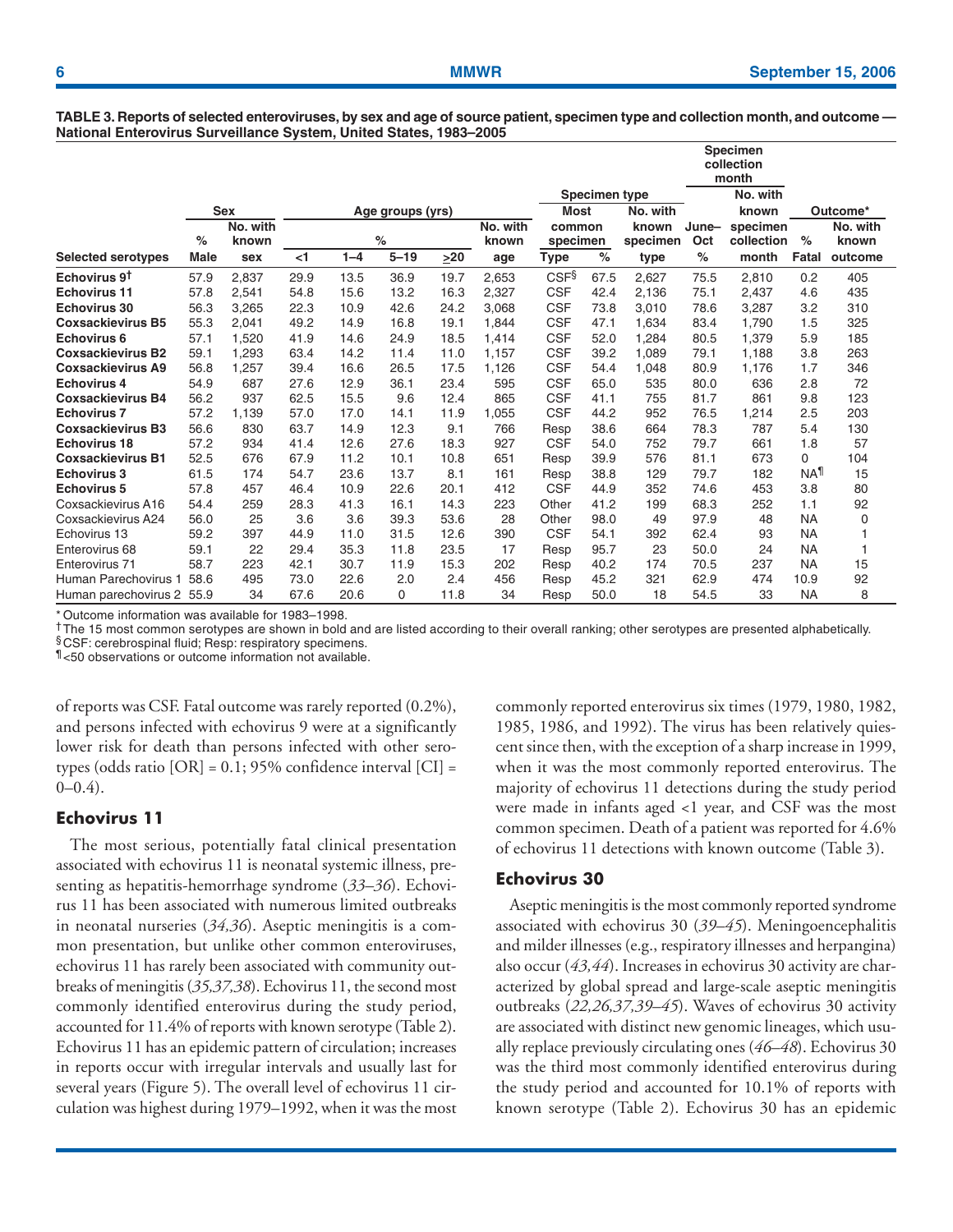**TABLE 3. Reports of selected enteroviruses, by sex and age of source patient, specimen type and collection month, and outcome — National Enterovirus Surveillance System, United States, 1983–2005**

| Selected serotypes | Sex % Male | Sex No. with known sex | Age groups (yrs) % <1 | 1–4 | 5–19 | ≥20 | No. with known age | Specimen type Most common specimen Type | % | No. with known specimen type | Specimen collection month June–Oct % | No. with known specimen collection month | Outcome* % Fatal | No. with known outcome |
|---|---|---|---|---|---|---|---|---|---|---|---|---|---|---|
| **Echovirus 9**[†] | 57.9 | 2,837 | 29.9 | 13.5 | 36.9 | 19.7 | 2,653 | CSF[§] | 67.5 | 2,627 | 75.5 | 2,810 | 0.2 | 405 |
| **Echovirus 11** | 57.8 | 2,541 | 54.8 | 15.6 | 13.2 | 16.3 | 2,327 | CSF | 42.4 | 2,136 | 75.1 | 2,437 | 4.6 | 435 |
| **Echovirus 30** | 56.3 | 3,265 | 22.3 | 10.9 | 42.6 | 24.2 | 3,068 | CSF | 73.8 | 3,010 | 78.6 | 3,287 | 3.2 | 310 |
| **Coxsackievirus B5** | 55.3 | 2,041 | 49.2 | 14.9 | 16.8 | 19.1 | 1,844 | CSF | 47.1 | 1,634 | 83.4 | 1,790 | 1.5 | 325 |
| **Echovirus 6** | 57.1 | 1,520 | 41.9 | 14.6 | 24.9 | 18.5 | 1,414 | CSF | 52.0 | 1,284 | 80.5 | 1,379 | 5.9 | 185 |
| **Coxsackievirus B2** | 59.1 | 1,293 | 63.4 | 14.2 | 11.4 | 11.0 | 1,157 | CSF | 39.2 | 1,089 | 79.1 | 1,188 | 3.8 | 263 |
| **Coxsackievirus A9** | 56.8 | 1,257 | 39.4 | 16.6 | 26.5 | 17.5 | 1,126 | CSF | 54.4 | 1,048 | 80.9 | 1,176 | 1.7 | 346 |
| **Echovirus 4** | 54.9 | 687 | 27.6 | 12.9 | 36.1 | 23.4 | 595 | CSF | 65.0 | 535 | 80.0 | 636 | 2.8 | 72 |
| **Coxsackievirus B4** | 56.2 | 937 | 62.5 | 15.5 | 9.6 | 12.4 | 865 | CSF | 41.1 | 755 | 81.7 | 861 | 9.8 | 123 |
| **Echovirus 7** | 57.2 | 1,139 | 57.0 | 17.0 | 14.1 | 11.9 | 1,055 | CSF | 44.2 | 952 | 76.5 | 1,214 | 2.5 | 203 |
| **Coxsackievirus B3** | 56.6 | 830 | 63.7 | 14.9 | 12.3 | 9.1 | 766 | Resp | 38.6 | 664 | 78.3 | 787 | 5.4 | 130 |
| **Echovirus 18** | 57.2 | 934 | 41.4 | 12.6 | 27.6 | 18.3 | 927 | CSF | 54.0 | 752 | 79.7 | 661 | 1.8 | 57 |
| **Coxsackievirus B1** | 52.5 | 676 | 67.9 | 11.2 | 10.1 | 10.8 | 651 | Resp | 39.9 | 576 | 81.1 | 673 | 0 | 104 |
| **Echovirus 3** | 61.5 | 174 | 54.7 | 23.6 | 13.7 | 8.1 | 161 | Resp | 38.8 | 129 | 79.7 | 182 | NA[¶] | 15 |
| **Echovirus 5** | 57.8 | 457 | 46.4 | 10.9 | 22.6 | 20.1 | 412 | CSF | 44.9 | 352 | 74.6 | 453 | 3.8 | 80 |
| Coxsackievirus A16 | 54.4 | 259 | 28.3 | 41.3 | 16.1 | 14.3 | 223 | Other | 41.2 | 199 | 68.3 | 252 | 1.1 | 92 |
| Coxsackievirus A24 | 56.0 | 25 | 3.6 | 3.6 | 39.3 | 53.6 | 28 | Other | 98.0 | 49 | 97.9 | 48 | NA | 0 |
| Echovirus 13 | 59.2 | 397 | 44.9 | 11.0 | 31.5 | 12.6 | 390 | CSF | 54.1 | 392 | 62.4 | 93 | NA | 1 |
| Enterovirus 68 | 59.1 | 22 | 29.4 | 35.3 | 11.8 | 23.5 | 17 | Resp | 95.7 | 23 | 50.0 | 24 | NA | 1 |
| Enterovirus 71 | 58.7 | 223 | 42.1 | 30.7 | 11.9 | 15.3 | 202 | Resp | 40.2 | 174 | 70.5 | 237 | NA | 15 |
| Human Parechovirus 1 | 58.6 | 495 | 73.0 | 22.6 | 2.0 | 2.4 | 456 | Resp | 45.2 | 321 | 62.9 | 474 | 10.9 | 92 |
| Human parechovirus 2 | 55.9 | 34 | 67.6 | 20.6 | 0 | 11.8 | 34 | Resp | 50.0 | 18 | 54.5 | 33 | NA | 8 |

\* Outcome information was available for 1983–1998.
[†] The 15 most common serotypes are shown in bold and are listed according to their overall ranking; other serotypes are presented alphabetically.
[§] CSF: cerebrospinal fluid; Resp: respiratory specimens.
[¶] <50 observations or outcome information not available.

of reports was CSF. Fatal outcome was rarely reported (0.2%), and persons infected with echovirus 9 were at a significantly lower risk for death than persons infected with other serotypes (odds ratio [OR] = 0.1; 95% confidence interval [CI] = 0–0.4).

## Echovirus 11

The most serious, potentially fatal clinical presentation associated with echovirus 11 is neonatal systemic illness, presenting as hepatitis-hemorrhage syndrome (*33–36*). Echovirus 11 has been associated with numerous limited outbreaks in neonatal nurseries (*34,36*). Aseptic meningitis is a common presentation, but unlike other common enteroviruses, echovirus 11 has rarely been associated with community outbreaks of meningitis (*35,37,38*). Echovirus 11, the second most commonly identified enterovirus during the study period, accounted for 11.4% of reports with known serotype (Table 2). Echovirus 11 has an epidemic pattern of circulation; increases in reports occur with irregular intervals and usually last for several years (Figure 5). The overall level of echovirus 11 circulation was highest during 1979–1992, when it was the most commonly reported enterovirus six times (1979, 1980, 1982, 1985, 1986, and 1992). The virus has been relatively quiescent since then, with the exception of a sharp increase in 1999, when it was the most commonly reported enterovirus. The majority of echovirus 11 detections during the study period were made in infants aged <1 year, and CSF was the most common specimen. Death of a patient was reported for 4.6% of echovirus 11 detections with known outcome (Table 3).

## Echovirus 30

Aseptic meningitis is the most commonly reported syndrome associated with echovirus 30 (*39–45*). Meningoencephalitis and milder illnesses (e.g., respiratory illnesses and herpangina) also occur (*43,44*). Increases in echovirus 30 activity are characterized by global spread and large-scale aseptic meningitis outbreaks (*22,26,37,39–45*). Waves of echovirus 30 activity are associated with distinct new genomic lineages, which usually replace previously circulating ones (*46–48*). Echovirus 30 was the third most commonly identified enterovirus during the study period and accounted for 10.1% of reports with known serotype (Table 2). Echovirus 30 has an epidemic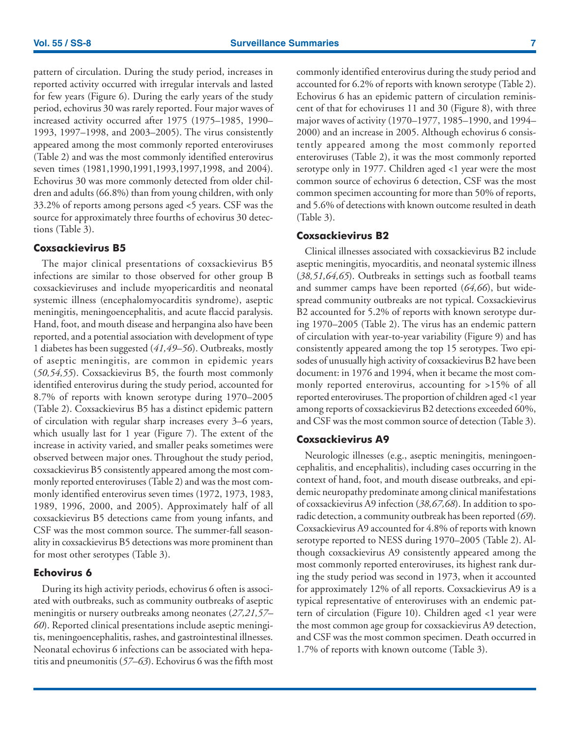pattern of circulation. During the study period, increases in reported activity occurred with irregular intervals and lasted for few years (Figure 6). During the early years of the study period, echovirus 30 was rarely reported. Four major waves of increased activity occurred after 1975 (1975–1985, 1990–1993, 1997–1998, and 2003–2005). The virus consistently appeared among the most commonly reported enteroviruses (Table 2) and was the most commonly identified enterovirus seven times (1981,1990,1991,1993,1997,1998, and 2004). Echovirus 30 was more commonly detected from older children and adults (66.8%) than from young children, with only 33.2% of reports among persons aged <5 years. CSF was the source for approximately three fourths of echovirus 30 detections (Table 3).

### Coxsackievirus B5

The major clinical presentations of coxsackievirus B5 infections are similar to those observed for other group B coxsackieviruses and include myopericarditis and neonatal systemic illness (encephalomyocarditis syndrome), aseptic meningitis, meningoencephalitis, and acute flaccid paralysis. Hand, foot, and mouth disease and herpangina also have been reported, and a potential association with development of type 1 diabetes has been suggested (*41,49–56*). Outbreaks, mostly of aseptic meningitis, are common in epidemic years (*50,54,55*). Coxsackievirus B5, the fourth most commonly identified enterovirus during the study period, accounted for 8.7% of reports with known serotype during 1970–2005 (Table 2). Coxsackievirus B5 has a distinct epidemic pattern of circulation with regular sharp increases every 3–6 years, which usually last for 1 year (Figure 7). The extent of the increase in activity varied, and smaller peaks sometimes were observed between major ones. Throughout the study period, coxsackievirus B5 consistently appeared among the most commonly reported enteroviruses (Table 2) and was the most commonly identified enterovirus seven times (1972, 1973, 1983, 1989, 1996, 2000, and 2005). Approximately half of all coxsackievirus B5 detections came from young infants, and CSF was the most common source. The summer-fall seasonality in coxsackievirus B5 detections was more prominent than for most other serotypes (Table 3).

### Echovirus 6

During its high activity periods, echovirus 6 often is associated with outbreaks, such as community outbreaks of aseptic meningitis or nursery outbreaks among neonates (*27,21,57–60*). Reported clinical presentations include aseptic meningitis, meningoencephalitis, rashes, and gastrointestinal illnesses. Neonatal echovirus 6 infections can be associated with hepatitis and pneumonitis (*57–63*). Echovirus 6 was the fifth most commonly identified enterovirus during the study period and accounted for 6.2% of reports with known serotype (Table 2). Echovirus 6 has an epidemic pattern of circulation reminiscent of that for echoviruses 11 and 30 (Figure 8), with three major waves of activity (1970–1977, 1985–1990, and 1994–2000) and an increase in 2005. Although echovirus 6 consistently appeared among the most commonly reported enteroviruses (Table 2), it was the most commonly reported serotype only in 1977. Children aged <1 year were the most common source of echovirus 6 detection, CSF was the most common specimen accounting for more than 50% of reports, and 5.6% of detections with known outcome resulted in death (Table 3).

### Coxsackievirus B2

Clinical illnesses associated with coxsackievirus B2 include aseptic meningitis, myocarditis, and neonatal systemic illness (*38,51,64,65*). Outbreaks in settings such as football teams and summer camps have been reported (*64,66*), but widespread community outbreaks are not typical. Coxsackievirus B2 accounted for 5.2% of reports with known serotype during 1970–2005 (Table 2). The virus has an endemic pattern of circulation with year-to-year variability (Figure 9) and has consistently appeared among the top 15 serotypes. Two episodes of unusually high activity of coxsackievirus B2 have been document: in 1976 and 1994, when it became the most commonly reported enterovirus, accounting for >15% of all reported enteroviruses. The proportion of children aged <1 year among reports of coxsackievirus B2 detections exceeded 60%, and CSF was the most common source of detection (Table 3).

### Coxsackievirus A9

Neurologic illnesses (e.g., aseptic meningitis, meningoencephalitis, and encephalitis), including cases occurring in the context of hand, foot, and mouth disease outbreaks, and epidemic neuropathy predominate among clinical manifestations of coxsackievirus A9 infection (*38,67,68*). In addition to sporadic detection, a community outbreak has been reported (*69*). Coxsackievirus A9 accounted for 4.8% of reports with known serotype reported to NESS during 1970–2005 (Table 2). Although coxsackievirus A9 consistently appeared among the most commonly reported enteroviruses, its highest rank during the study period was second in 1973, when it accounted for approximately 12% of all reports. Coxsackievirus A9 is a typical representative of enteroviruses with an endemic pattern of circulation (Figure 10). Children aged <1 year were the most common age group for coxsackievirus A9 detection, and CSF was the most common specimen. Death occurred in 1.7% of reports with known outcome (Table 3).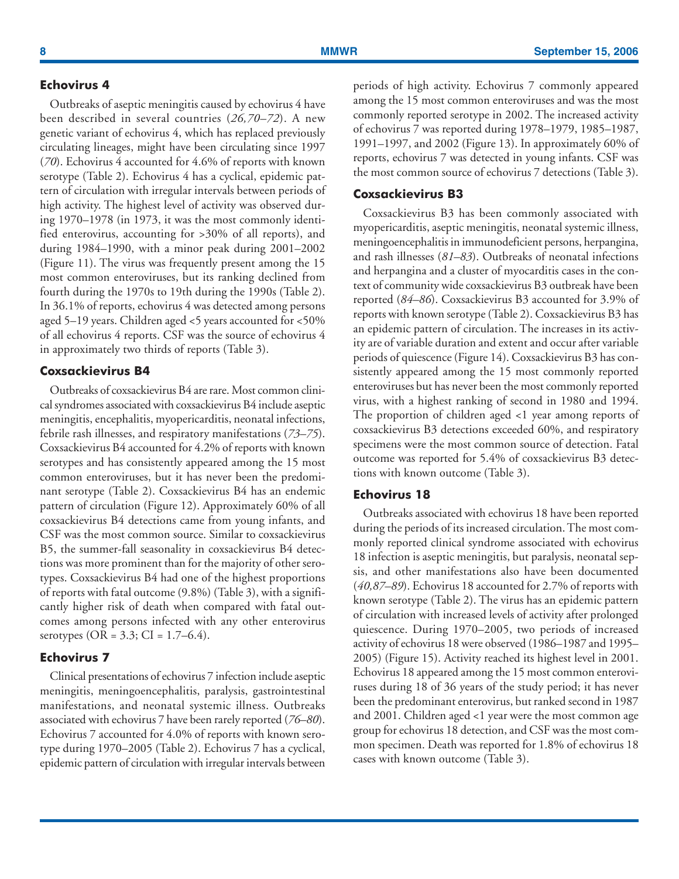## Echovirus 4

Outbreaks of aseptic meningitis caused by echovirus 4 have been described in several countries (*26,70–72*). A new genetic variant of echovirus 4, which has replaced previously circulating lineages, might have been circulating since 1997 (*70*). Echovirus 4 accounted for 4.6% of reports with known serotype (Table 2). Echovirus 4 has a cyclical, epidemic pattern of circulation with irregular intervals between periods of high activity. The highest level of activity was observed during 1970–1978 (in 1973, it was the most commonly identified enterovirus, accounting for >30% of all reports), and during 1984–1990, with a minor peak during 2001–2002 (Figure 11). The virus was frequently present among the 15 most common enteroviruses, but its ranking declined from fourth during the 1970s to 19th during the 1990s (Table 2). In 36.1% of reports, echovirus 4 was detected among persons aged 5–19 years. Children aged <5 years accounted for <50% of all echovirus 4 reports. CSF was the source of echovirus 4 in approximately two thirds of reports (Table 3).

## Coxsackievirus B4

Outbreaks of coxsackievirus B4 are rare. Most common clinical syndromes associated with coxsackievirus B4 include aseptic meningitis, encephalitis, myopericarditis, neonatal infections, febrile rash illnesses, and respiratory manifestations (*73–75*). Coxsackievirus B4 accounted for 4.2% of reports with known serotypes and has consistently appeared among the 15 most common enteroviruses, but it has never been the predominant serotype (Table 2). Coxsackievirus B4 has an endemic pattern of circulation (Figure 12). Approximately 60% of all coxsackievirus B4 detections came from young infants, and CSF was the most common source. Similar to coxsackievirus B5, the summer-fall seasonality in coxsackievirus B4 detections was more prominent than for the majority of other serotypes. Coxsackievirus B4 had one of the highest proportions of reports with fatal outcome (9.8%) (Table 3), with a significantly higher risk of death when compared with fatal outcomes among persons infected with any other enterovirus serotypes (OR = 3.3; CI = 1.7–6.4).

## Echovirus 7

Clinical presentations of echovirus 7 infection include aseptic meningitis, meningoencephalitis, paralysis, gastrointestinal manifestations, and neonatal systemic illness. Outbreaks associated with echovirus 7 have been rarely reported (*76–80*). Echovirus 7 accounted for 4.0% of reports with known serotype during 1970–2005 (Table 2). Echovirus 7 has a cyclical, epidemic pattern of circulation with irregular intervals between periods of high activity. Echovirus 7 commonly appeared among the 15 most common enteroviruses and was the most commonly reported serotype in 2002. The increased activity of echovirus 7 was reported during 1978–1979, 1985–1987, 1991–1997, and 2002 (Figure 13). In approximately 60% of reports, echovirus 7 was detected in young infants. CSF was the most common source of echovirus 7 detections (Table 3).

## Coxsackievirus B3

Coxsackievirus B3 has been commonly associated with myopericarditis, aseptic meningitis, neonatal systemic illness, meningoencephalitis in immunodeficient persons, herpangina, and rash illnesses (*81–83*). Outbreaks of neonatal infections and herpangina and a cluster of myocarditis cases in the context of community wide coxsackievirus B3 outbreak have been reported (*84–86*). Coxsackievirus B3 accounted for 3.9% of reports with known serotype (Table 2). Coxsackievirus B3 has an epidemic pattern of circulation. The increases in its activity are of variable duration and extent and occur after variable periods of quiescence (Figure 14). Coxsackievirus B3 has consistently appeared among the 15 most commonly reported enteroviruses but has never been the most commonly reported virus, with a highest ranking of second in 1980 and 1994. The proportion of children aged <1 year among reports of coxsackievirus B3 detections exceeded 60%, and respiratory specimens were the most common source of detection. Fatal outcome was reported for 5.4% of coxsackievirus B3 detections with known outcome (Table 3).

## Echovirus 18

Outbreaks associated with echovirus 18 have been reported during the periods of its increased circulation. The most commonly reported clinical syndrome associated with echovirus 18 infection is aseptic meningitis, but paralysis, neonatal sepsis, and other manifestations also have been documented (*40,87–89*). Echovirus 18 accounted for 2.7% of reports with known serotype (Table 2). The virus has an epidemic pattern of circulation with increased levels of activity after prolonged quiescence. During 1970–2005, two periods of increased activity of echovirus 18 were observed (1986–1987 and 1995–2005) (Figure 15). Activity reached its highest level in 2001. Echovirus 18 appeared among the 15 most common enteroviruses during 18 of 36 years of the study period; it has never been the predominant enterovirus, but ranked second in 1987 and 2001. Children aged <1 year were the most common age group for echovirus 18 detection, and CSF was the most common specimen. Death was reported for 1.8% of echovirus 18 cases with known outcome (Table 3).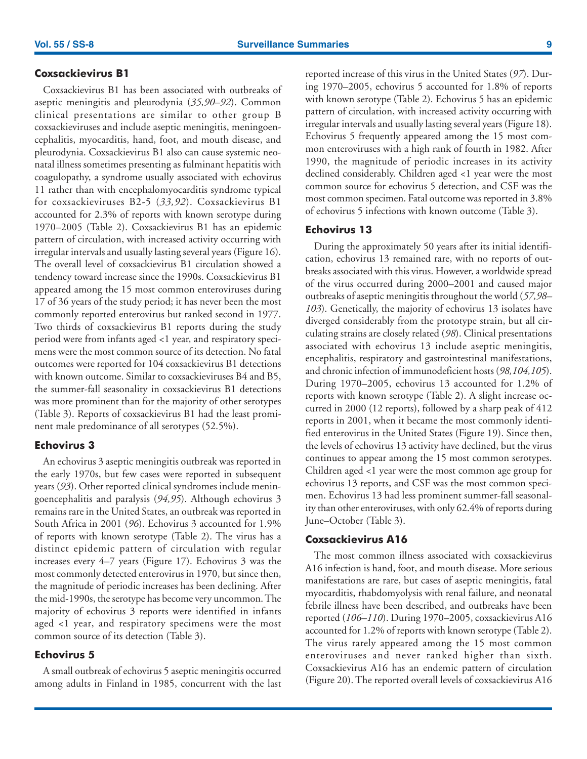### Coxsackievirus B1

Coxsackievirus B1 has been associated with outbreaks of aseptic meningitis and pleurodynia (*35,90–92*). Common clinical presentations are similar to other group B coxsackieviruses and include aseptic meningitis, meningoencephalitis, myocarditis, hand, foot, and mouth disease, and pleurodynia. Coxsackievirus B1 also can cause systemic neonatal illness sometimes presenting as fulminant hepatitis with coagulopathy, a syndrome usually associated with echovirus 11 rather than with encephalomyocarditis syndrome typical for coxsackieviruses B2-5 (*33,92*). Coxsackievirus B1 accounted for 2.3% of reports with known serotype during 1970–2005 (Table 2). Coxsackievirus B1 has an epidemic pattern of circulation, with increased activity occurring with irregular intervals and usually lasting several years (Figure 16). The overall level of coxsackievirus B1 circulation showed a tendency toward increase since the 1990s. Coxsackievirus B1 appeared among the 15 most common enteroviruses during 17 of 36 years of the study period; it has never been the most commonly reported enterovirus but ranked second in 1977. Two thirds of coxsackievirus B1 reports during the study period were from infants aged <1 year, and respiratory specimens were the most common source of its detection. No fatal outcomes were reported for 104 coxsackievirus B1 detections with known outcome. Similar to coxsackieviruses B4 and B5, the summer-fall seasonality in coxsackievirus B1 detections was more prominent than for the majority of other serotypes (Table 3). Reports of coxsackievirus B1 had the least prominent male predominance of all serotypes (52.5%).

### Echovirus 3

An echovirus 3 aseptic meningitis outbreak was reported in the early 1970s, but few cases were reported in subsequent years (*93*). Other reported clinical syndromes include meningoencephalitis and paralysis (*94,95*). Although echovirus 3 remains rare in the United States, an outbreak was reported in South Africa in 2001 (*96*). Echovirus 3 accounted for 1.9% of reports with known serotype (Table 2). The virus has a distinct epidemic pattern of circulation with regular increases every 4–7 years (Figure 17). Echovirus 3 was the most commonly detected enterovirus in 1970, but since then, the magnitude of periodic increases has been declining. After the mid-1990s, the serotype has become very uncommon. The majority of echovirus 3 reports were identified in infants aged <1 year, and respiratory specimens were the most common source of its detection (Table 3).

### Echovirus 5

A small outbreak of echovirus 5 aseptic meningitis occurred among adults in Finland in 1985, concurrent with the last reported increase of this virus in the United States (*97*). During 1970–2005, echovirus 5 accounted for 1.8% of reports with known serotype (Table 2). Echovirus 5 has an epidemic pattern of circulation, with increased activity occurring with irregular intervals and usually lasting several years (Figure 18). Echovirus 5 frequently appeared among the 15 most common enteroviruses with a high rank of fourth in 1982. After 1990, the magnitude of periodic increases in its activity declined considerably. Children aged <1 year were the most common source for echovirus 5 detection, and CSF was the most common specimen. Fatal outcome was reported in 3.8% of echovirus 5 infections with known outcome (Table 3).

### Echovirus 13

During the approximately 50 years after its initial identification, echovirus 13 remained rare, with no reports of outbreaks associated with this virus. However, a worldwide spread of the virus occurred during 2000–2001 and caused major outbreaks of aseptic meningitis throughout the world (*57,98–103*). Genetically, the majority of echovirus 13 isolates have diverged considerably from the prototype strain, but all circulating strains are closely related (*98*). Clinical presentations associated with echovirus 13 include aseptic meningitis, encephalitis, respiratory and gastrointestinal manifestations, and chronic infection of immunodeficient hosts (*98,104,105*). During 1970–2005, echovirus 13 accounted for 1.2% of reports with known serotype (Table 2). A slight increase occurred in 2000 (12 reports), followed by a sharp peak of 412 reports in 2001, when it became the most commonly identified enterovirus in the United States (Figure 19). Since then, the levels of echovirus 13 activity have declined, but the virus continues to appear among the 15 most common serotypes. Children aged <1 year were the most common age group for echovirus 13 reports, and CSF was the most common specimen. Echovirus 13 had less prominent summer-fall seasonality than other enteroviruses, with only 62.4% of reports during June–October (Table 3).

### Coxsackievirus A16

The most common illness associated with coxsackievirus A16 infection is hand, foot, and mouth disease. More serious manifestations are rare, but cases of aseptic meningitis, fatal myocarditis, rhabdomyolysis with renal failure, and neonatal febrile illness have been described, and outbreaks have been reported (*106–110*). During 1970–2005, coxsackievirus A16 accounted for 1.2% of reports with known serotype (Table 2). The virus rarely appeared among the 15 most common enteroviruses and never ranked higher than sixth. Coxsackievirus A16 has an endemic pattern of circulation (Figure 20). The reported overall levels of coxsackievirus A16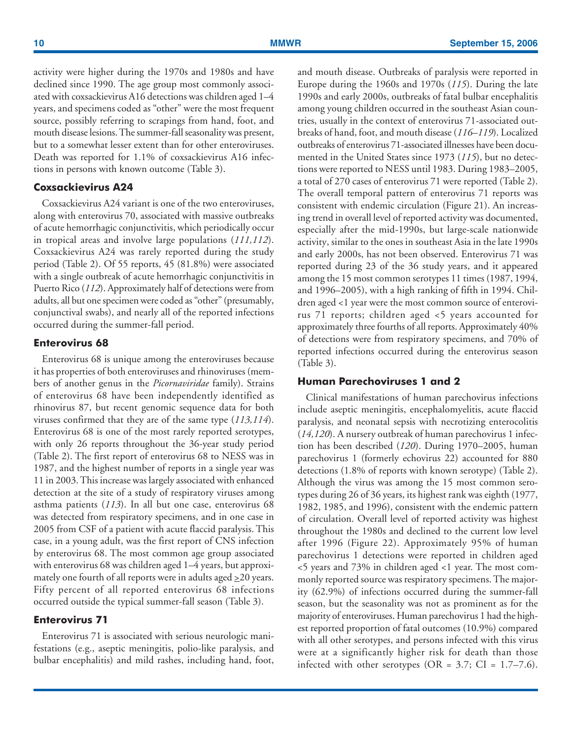activity were higher during the 1970s and 1980s and have declined since 1990. The age group most commonly associated with coxsackievirus A16 detections was children aged 1–4 years, and specimens coded as "other" were the most frequent source, possibly referring to scrapings from hand, foot, and mouth disease lesions. The summer-fall seasonality was present, but to a somewhat lesser extent than for other enteroviruses. Death was reported for 1.1% of coxsackievirus A16 infections in persons with known outcome (Table 3).

### Coxsackievirus A24

Coxsackievirus A24 variant is one of the two enteroviruses, along with enterovirus 70, associated with massive outbreaks of acute hemorrhagic conjunctivitis, which periodically occur in tropical areas and involve large populations (*111,112*). Coxsackievirus A24 was rarely reported during the study period (Table 2). Of 55 reports, 45 (81.8%) were associated with a single outbreak of acute hemorrhagic conjunctivitis in Puerto Rico (*112*). Approximately half of detections were from adults, all but one specimen were coded as "other" (presumably, conjunctival swabs), and nearly all of the reported infections occurred during the summer-fall period.

### Enterovirus 68

Enterovirus 68 is unique among the enteroviruses because it has properties of both enteroviruses and rhinoviruses (members of another genus in the *Picornaviridae* family). Strains of enterovirus 68 have been independently identified as rhinovirus 87, but recent genomic sequence data for both viruses confirmed that they are of the same type (*113,114*). Enterovirus 68 is one of the most rarely reported serotypes, with only 26 reports throughout the 36-year study period (Table 2). The first report of enterovirus 68 to NESS was in 1987, and the highest number of reports in a single year was 11 in 2003. This increase was largely associated with enhanced detection at the site of a study of respiratory viruses among asthma patients (*113*). In all but one case, enterovirus 68 was detected from respiratory specimens, and in one case in 2005 from CSF of a patient with acute flaccid paralysis. This case, in a young adult, was the first report of CNS infection by enterovirus 68. The most common age group associated with enterovirus 68 was children aged 1–4 years, but approximately one fourth of all reports were in adults aged ≥20 years. Fifty percent of all reported enterovirus 68 infections occurred outside the typical summer-fall season (Table 3).

### Enterovirus 71

Enterovirus 71 is associated with serious neurologic manifestations (e.g., aseptic meningitis, polio-like paralysis, and bulbar encephalitis) and mild rashes, including hand, foot, and mouth disease. Outbreaks of paralysis were reported in Europe during the 1960s and 1970s (*115*). During the late 1990s and early 2000s, outbreaks of fatal bulbar encephalitis among young children occurred in the southeast Asian countries, usually in the context of enterovirus 71-associated outbreaks of hand, foot, and mouth disease (*116–119*). Localized outbreaks of enterovirus 71-associated illnesses have been documented in the United States since 1973 (*115*), but no detections were reported to NESS until 1983. During 1983–2005, a total of 270 cases of enterovirus 71 were reported (Table 2). The overall temporal pattern of enterovirus 71 reports was consistent with endemic circulation (Figure 21). An increasing trend in overall level of reported activity was documented, especially after the mid-1990s, but large-scale nationwide activity, similar to the ones in southeast Asia in the late 1990s and early 2000s, has not been observed. Enterovirus 71 was reported during 23 of the 36 study years, and it appeared among the 15 most common serotypes 11 times (1987, 1994, and 1996–2005), with a high ranking of fifth in 1994. Children aged <1 year were the most common source of enterovirus 71 reports; children aged <5 years accounted for approximately three fourths of all reports. Approximately 40% of detections were from respiratory specimens, and 70% of reported infections occurred during the enterovirus season (Table 3).

### Human Parechoviruses 1 and 2

Clinical manifestations of human parechovirus infections include aseptic meningitis, encephalomyelitis, acute flaccid paralysis, and neonatal sepsis with necrotizing enterocolitis (*14,120*). A nursery outbreak of human parechovirus 1 infection has been described (*120*). During 1970–2005, human parechovirus 1 (formerly echovirus 22) accounted for 880 detections (1.8% of reports with known serotype) (Table 2). Although the virus was among the 15 most common serotypes during 26 of 36 years, its highest rank was eighth (1977, 1982, 1985, and 1996), consistent with the endemic pattern of circulation. Overall level of reported activity was highest throughout the 1980s and declined to the current low level after 1996 (Figure 22). Approximately 95% of human parechovirus 1 detections were reported in children aged <5 years and 73% in children aged <1 year. The most commonly reported source was respiratory specimens. The majority (62.9%) of infections occurred during the summer-fall season, but the seasonality was not as prominent as for the majority of enteroviruses. Human parechovirus 1 had the highest reported proportion of fatal outcomes (10.9%) compared with all other serotypes, and persons infected with this virus were at a significantly higher risk for death than those infected with other serotypes (OR = 3.7; CI = 1.7–7.6).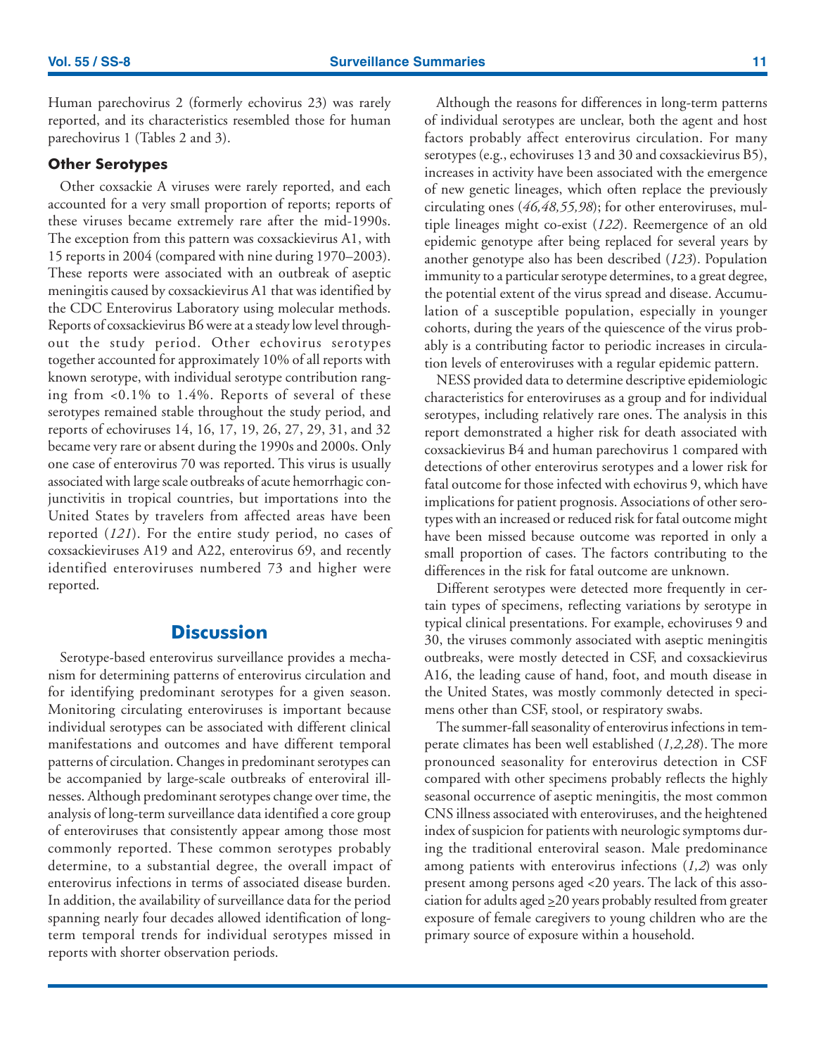Human parechovirus 2 (formerly echovirus 23) was rarely reported, and its characteristics resembled those for human parechovirus 1 (Tables 2 and 3).

### Other Serotypes

Other coxsackie A viruses were rarely reported, and each accounted for a very small proportion of reports; reports of these viruses became extremely rare after the mid-1990s. The exception from this pattern was coxsackievirus A1, with 15 reports in 2004 (compared with nine during 1970–2003). These reports were associated with an outbreak of aseptic meningitis caused by coxsackievirus A1 that was identified by the CDC Enterovirus Laboratory using molecular methods. Reports of coxsackievirus B6 were at a steady low level throughout the study period. Other echovirus serotypes together accounted for approximately 10% of all reports with known serotype, with individual serotype contribution ranging from <0.1% to 1.4%. Reports of several of these serotypes remained stable throughout the study period, and reports of echoviruses 14, 16, 17, 19, 26, 27, 29, 31, and 32 became very rare or absent during the 1990s and 2000s. Only one case of enterovirus 70 was reported. This virus is usually associated with large scale outbreaks of acute hemorrhagic conjunctivitis in tropical countries, but importations into the United States by travelers from affected areas have been reported (*121*). For the entire study period, no cases of coxsackieviruses A19 and A22, enterovirus 69, and recently identified enteroviruses numbered 73 and higher were reported.

## Discussion

Serotype-based enterovirus surveillance provides a mechanism for determining patterns of enterovirus circulation and for identifying predominant serotypes for a given season. Monitoring circulating enteroviruses is important because individual serotypes can be associated with different clinical manifestations and outcomes and have different temporal patterns of circulation. Changes in predominant serotypes can be accompanied by large-scale outbreaks of enteroviral illnesses. Although predominant serotypes change over time, the analysis of long-term surveillance data identified a core group of enteroviruses that consistently appear among those most commonly reported. These common serotypes probably determine, to a substantial degree, the overall impact of enterovirus infections in terms of associated disease burden. In addition, the availability of surveillance data for the period spanning nearly four decades allowed identification of long-term temporal trends for individual serotypes missed in reports with shorter observation periods.

Although the reasons for differences in long-term patterns of individual serotypes are unclear, both the agent and host factors probably affect enterovirus circulation. For many serotypes (e.g., echoviruses 13 and 30 and coxsackievirus B5), increases in activity have been associated with the emergence of new genetic lineages, which often replace the previously circulating ones (*46,48,55,98*); for other enteroviruses, multiple lineages might co-exist (*122*). Reemergence of an old epidemic genotype after being replaced for several years by another genotype also has been described (*123*). Population immunity to a particular serotype determines, to a great degree, the potential extent of the virus spread and disease. Accumulation of a susceptible population, especially in younger cohorts, during the years of the quiescence of the virus probably is a contributing factor to periodic increases in circulation levels of enteroviruses with a regular epidemic pattern.

NESS provided data to determine descriptive epidemiologic characteristics for enteroviruses as a group and for individual serotypes, including relatively rare ones. The analysis in this report demonstrated a higher risk for death associated with coxsackievirus B4 and human parechovirus 1 compared with detections of other enterovirus serotypes and a lower risk for fatal outcome for those infected with echovirus 9, which have implications for patient prognosis. Associations of other serotypes with an increased or reduced risk for fatal outcome might have been missed because outcome was reported in only a small proportion of cases. The factors contributing to the differences in the risk for fatal outcome are unknown.

Different serotypes were detected more frequently in certain types of specimens, reflecting variations by serotype in typical clinical presentations. For example, echoviruses 9 and 30, the viruses commonly associated with aseptic meningitis outbreaks, were mostly detected in CSF, and coxsackievirus A16, the leading cause of hand, foot, and mouth disease in the United States, was mostly commonly detected in specimens other than CSF, stool, or respiratory swabs.

The summer-fall seasonality of enterovirus infections in temperate climates has been well established (*1,2,28*). The more pronounced seasonality for enterovirus detection in CSF compared with other specimens probably reflects the highly seasonal occurrence of aseptic meningitis, the most common CNS illness associated with enteroviruses, and the heightened index of suspicion for patients with neurologic symptoms during the traditional enteroviral season. Male predominance among patients with enterovirus infections (*1,2*) was only present among persons aged <20 years. The lack of this association for adults aged ≥20 years probably resulted from greater exposure of female caregivers to young children who are the primary source of exposure within a household.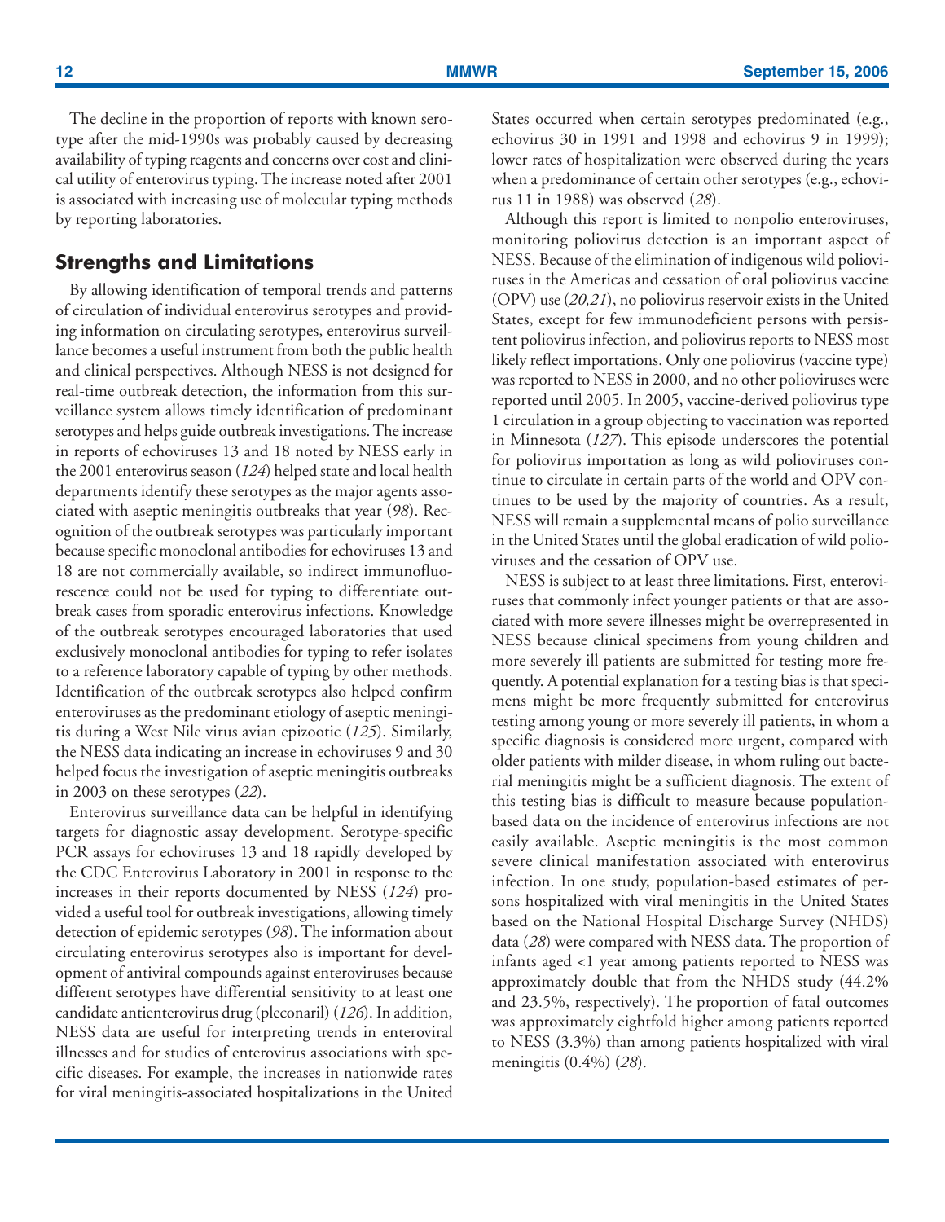The decline in the proportion of reports with known serotype after the mid-1990s was probably caused by decreasing availability of typing reagents and concerns over cost and clinical utility of enterovirus typing. The increase noted after 2001 is associated with increasing use of molecular typing methods by reporting laboratories.

## Strengths and Limitations

By allowing identification of temporal trends and patterns of circulation of individual enterovirus serotypes and providing information on circulating serotypes, enterovirus surveillance becomes a useful instrument from both the public health and clinical perspectives. Although NESS is not designed for real-time outbreak detection, the information from this surveillance system allows timely identification of predominant serotypes and helps guide outbreak investigations. The increase in reports of echoviruses 13 and 18 noted by NESS early in the 2001 enterovirus season (*124*) helped state and local health departments identify these serotypes as the major agents associated with aseptic meningitis outbreaks that year (*98*). Recognition of the outbreak serotypes was particularly important because specific monoclonal antibodies for echoviruses 13 and 18 are not commercially available, so indirect immunofluorescence could not be used for typing to differentiate outbreak cases from sporadic enterovirus infections. Knowledge of the outbreak serotypes encouraged laboratories that used exclusively monoclonal antibodies for typing to refer isolates to a reference laboratory capable of typing by other methods. Identification of the outbreak serotypes also helped confirm enteroviruses as the predominant etiology of aseptic meningitis during a West Nile virus avian epizootic (*125*). Similarly, the NESS data indicating an increase in echoviruses 9 and 30 helped focus the investigation of aseptic meningitis outbreaks in 2003 on these serotypes (*22*).

Enterovirus surveillance data can be helpful in identifying targets for diagnostic assay development. Serotype-specific PCR assays for echoviruses 13 and 18 rapidly developed by the CDC Enterovirus Laboratory in 2001 in response to the increases in their reports documented by NESS (*124*) provided a useful tool for outbreak investigations, allowing timely detection of epidemic serotypes (*98*). The information about circulating enterovirus serotypes also is important for development of antiviral compounds against enteroviruses because different serotypes have differential sensitivity to at least one candidate antienterovirus drug (pleconaril) (*126*). In addition, NESS data are useful for interpreting trends in enteroviral illnesses and for studies of enterovirus associations with specific diseases. For example, the increases in nationwide rates for viral meningitis-associated hospitalizations in the United States occurred when certain serotypes predominated (e.g., echovirus 30 in 1991 and 1998 and echovirus 9 in 1999); lower rates of hospitalization were observed during the years when a predominance of certain other serotypes (e.g., echovirus 11 in 1988) was observed (*28*).

Although this report is limited to nonpolio enteroviruses, monitoring poliovirus detection is an important aspect of NESS. Because of the elimination of indigenous wild polioviruses in the Americas and cessation of oral poliovirus vaccine (OPV) use (*20,21*), no poliovirus reservoir exists in the United States, except for few immunodeficient persons with persistent poliovirus infection, and poliovirus reports to NESS most likely reflect importations. Only one poliovirus (vaccine type) was reported to NESS in 2000, and no other polioviruses were reported until 2005. In 2005, vaccine-derived poliovirus type 1 circulation in a group objecting to vaccination was reported in Minnesota (*127*). This episode underscores the potential for poliovirus importation as long as wild polioviruses continue to circulate in certain parts of the world and OPV continues to be used by the majority of countries. As a result, NESS will remain a supplemental means of polio surveillance in the United States until the global eradication of wild polioviruses and the cessation of OPV use.

NESS is subject to at least three limitations. First, enteroviruses that commonly infect younger patients or that are associated with more severe illnesses might be overrepresented in NESS because clinical specimens from young children and more severely ill patients are submitted for testing more frequently. A potential explanation for a testing bias is that specimens might be more frequently submitted for enterovirus testing among young or more severely ill patients, in whom a specific diagnosis is considered more urgent, compared with older patients with milder disease, in whom ruling out bacterial meningitis might be a sufficient diagnosis. The extent of this testing bias is difficult to measure because population-based data on the incidence of enterovirus infections are not easily available. Aseptic meningitis is the most common severe clinical manifestation associated with enterovirus infection. In one study, population-based estimates of persons hospitalized with viral meningitis in the United States based on the National Hospital Discharge Survey (NHDS) data (*28*) were compared with NESS data. The proportion of infants aged <1 year among patients reported to NESS was approximately double that from the NHDS study (44.2% and 23.5%, respectively). The proportion of fatal outcomes was approximately eightfold higher among patients reported to NESS (3.3%) than among patients hospitalized with viral meningitis (0.4%) (*28*).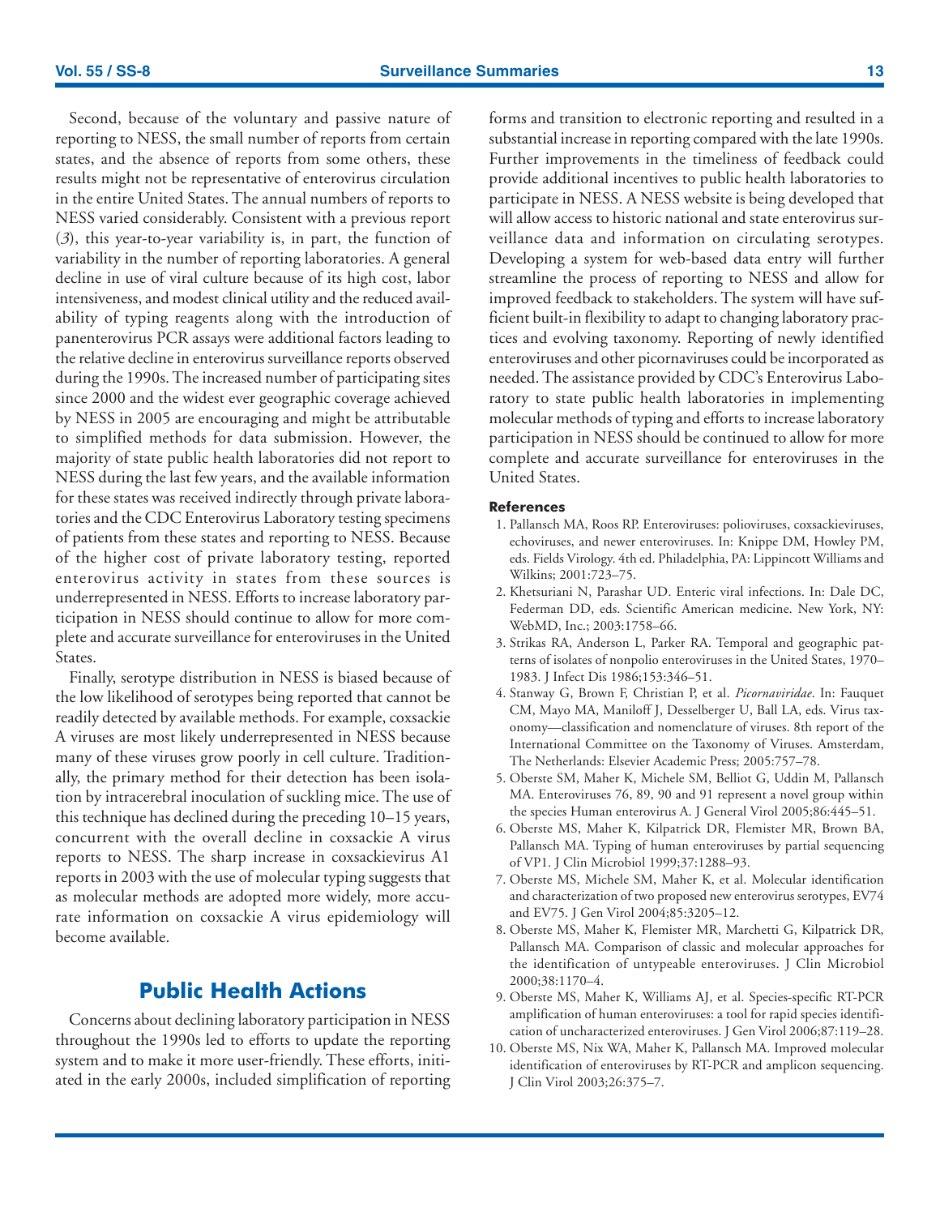Second, because of the voluntary and passive nature of reporting to NESS, the small number of reports from certain states, and the absence of reports from some others, these results might not be representative of enterovirus circulation in the entire United States. The annual numbers of reports to NESS varied considerably. Consistent with a previous report (*3*), this year-to-year variability is, in part, the function of variability in the number of reporting laboratories. A general decline in use of viral culture because of its high cost, labor intensiveness, and modest clinical utility and the reduced availability of typing reagents along with the introduction of panenterovirus PCR assays were additional factors leading to the relative decline in enterovirus surveillance reports observed during the 1990s. The increased number of participating sites since 2000 and the widest ever geographic coverage achieved by NESS in 2005 are encouraging and might be attributable to simplified methods for data submission. However, the majority of state public health laboratories did not report to NESS during the last few years, and the available information for these states was received indirectly through private laboratories and the CDC Enterovirus Laboratory testing specimens of patients from these states and reporting to NESS. Because of the higher cost of private laboratory testing, reported enterovirus activity in states from these sources is underrepresented in NESS. Efforts to increase laboratory participation in NESS should continue to allow for more complete and accurate surveillance for enteroviruses in the United States.

Finally, serotype distribution in NESS is biased because of the low likelihood of serotypes being reported that cannot be readily detected by available methods. For example, coxsackie A viruses are most likely underrepresented in NESS because many of these viruses grow poorly in cell culture. Traditionally, the primary method for their detection has been isolation by intracerebral inoculation of suckling mice. The use of this technique has declined during the preceding 10–15 years, concurrent with the overall decline in coxsackie A virus reports to NESS. The sharp increase in coxsackievirus A1 reports in 2003 with the use of molecular typing suggests that as molecular methods are adopted more widely, more accurate information on coxsackie A virus epidemiology will become available.

## Public Health Actions

Concerns about declining laboratory participation in NESS throughout the 1990s led to efforts to update the reporting system and to make it more user-friendly. These efforts, initiated in the early 2000s, included simplification of reporting forms and transition to electronic reporting and resulted in a substantial increase in reporting compared with the late 1990s. Further improvements in the timeliness of feedback could provide additional incentives to public health laboratories to participate in NESS. A NESS website is being developed that will allow access to historic national and state enterovirus surveillance data and information on circulating serotypes. Developing a system for web-based data entry will further streamline the process of reporting to NESS and allow for improved feedback to stakeholders. The system will have sufficient built-in flexibility to adapt to changing laboratory practices and evolving taxonomy. Reporting of newly identified enteroviruses and other picornaviruses could be incorporated as needed. The assistance provided by CDC's Enterovirus Laboratory to state public health laboratories in implementing molecular methods of typing and efforts to increase laboratory participation in NESS should be continued to allow for more complete and accurate surveillance for enteroviruses in the United States.

### References

1. Pallansch MA, Roos RP. Enteroviruses: polioviruses, coxsackieviruses, echoviruses, and newer enteroviruses. In: Knippe DM, Howley PM, eds. Fields Virology. 4th ed. Philadelphia, PA: Lippincott Williams and Wilkins; 2001:723–75.
2. Khetsuriani N, Parashar UD. Enteric viral infections. In: Dale DC, Federman DD, eds. Scientific American medicine. New York, NY: WebMD, Inc.; 2003:1758–66.
3. Strikas RA, Anderson L, Parker RA. Temporal and geographic patterns of isolates of nonpolio enteroviruses in the United States, 1970–1983. J Infect Dis 1986;153:346–51.
4. Stanway G, Brown F, Christian P, et al. *Picornaviridae*. In: Fauquet CM, Mayo MA, Maniloff J, Desselberger U, Ball LA, eds. Virus taxonomy—classification and nomenclature of viruses. 8th report of the International Committee on the Taxonomy of Viruses. Amsterdam, The Netherlands: Elsevier Academic Press; 2005:757–78.
5. Oberste SM, Maher K, Michele SM, Belliot G, Uddin M, Pallansch MA. Enteroviruses 76, 89, 90 and 91 represent a novel group within the species Human enterovirus A. J General Virol 2005;86:445–51.
6. Oberste MS, Maher K, Kilpatrick DR, Flemister MR, Brown BA, Pallansch MA. Typing of human enteroviruses by partial sequencing of VP1. J Clin Microbiol 1999;37:1288–93.
7. Oberste MS, Michele SM, Maher K, et al. Molecular identification and characterization of two proposed new enterovirus serotypes, EV74 and EV75. J Gen Virol 2004;85:3205–12.
8. Oberste MS, Maher K, Flemister MR, Marchetti G, Kilpatrick DR, Pallansch MA. Comparison of classic and molecular approaches for the identification of untypeable enteroviruses. J Clin Microbiol 2000;38:1170–4.
9. Oberste MS, Maher K, Williams AJ, et al. Species-specific RT-PCR amplification of human enteroviruses: a tool for rapid species identification of uncharacterized enteroviruses. J Gen Virol 2006;87:119–28.
10. Oberste MS, Nix WA, Maher K, Pallansch MA. Improved molecular identification of enteroviruses by RT-PCR and amplicon sequencing. J Clin Virol 2003;26:375–7.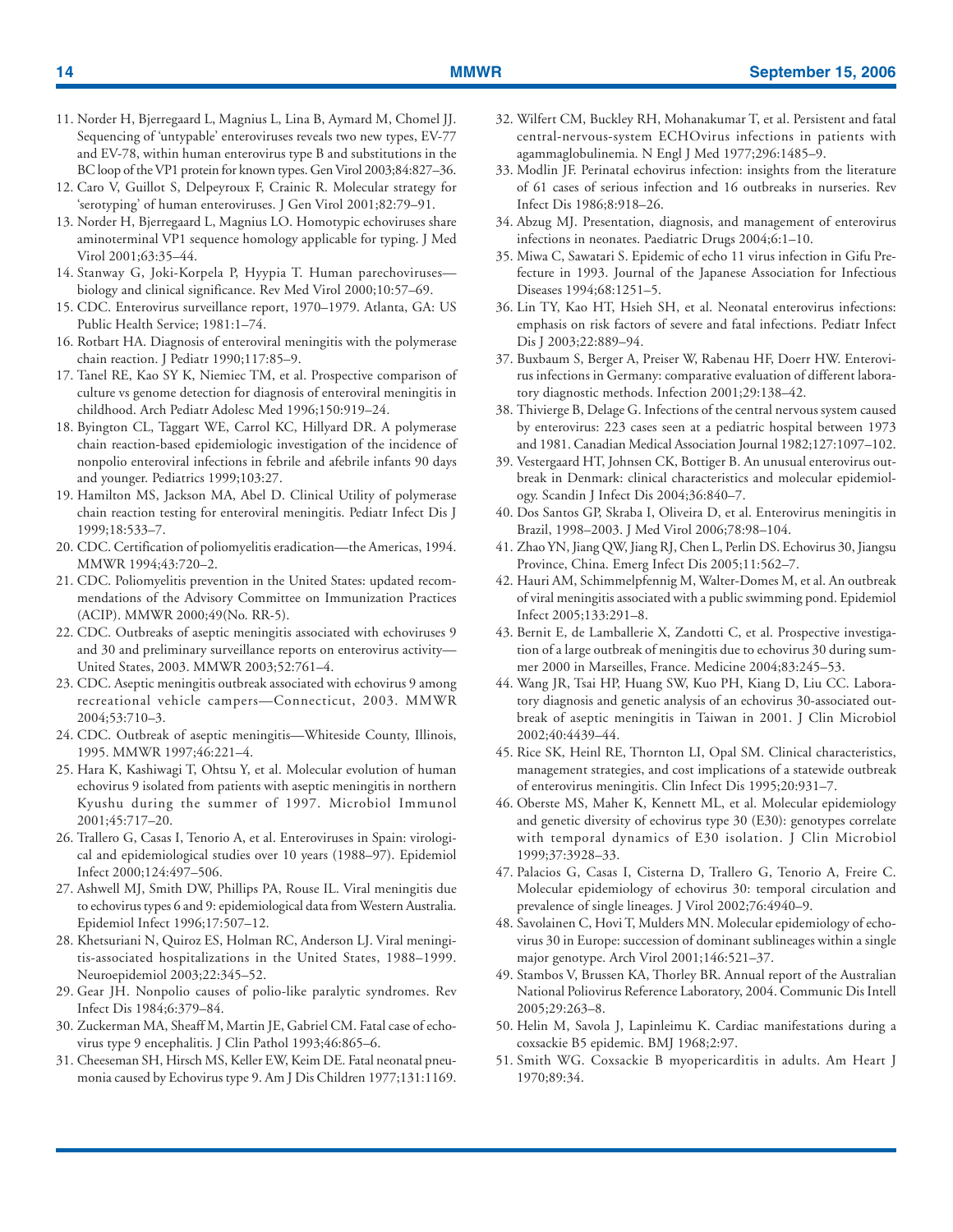11. Norder H, Bjerregaard L, Magnius L, Lina B, Aymard M, Chomel JJ. Sequencing of 'untypable' enteroviruses reveals two new types, EV-77 and EV-78, within human enterovirus type B and substitutions in the BC loop of the VP1 protein for known types. Gen Virol 2003;84:827–36.
12. Caro V, Guillot S, Delpeyroux F, Crainic R. Molecular strategy for 'serotyping' of human enteroviruses. J Gen Virol 2001;82:79–91.
13. Norder H, Bjerregaard L, Magnius LO. Homotypic echoviruses share aminoterminal VP1 sequence homology applicable for typing. J Med Virol 2001;63:35–44.
14. Stanway G, Joki-Korpela P, Hyypia T. Human parechoviruses—biology and clinical significance. Rev Med Virol 2000;10:57–69.
15. CDC. Enterovirus surveillance report, 1970–1979. Atlanta, GA: US Public Health Service; 1981:1–74.
16. Rotbart HA. Diagnosis of enteroviral meningitis with the polymerase chain reaction. J Pediatr 1990;117:85–9.
17. Tanel RE, Kao SY K, Niemiec TM, et al. Prospective comparison of culture vs genome detection for diagnosis of enteroviral meningitis in childhood. Arch Pediatr Adolesc Med 1996;150:919–24.
18. Byington CL, Taggart WE, Carrol KC, Hillyard DR. A polymerase chain reaction-based epidemiologic investigation of the incidence of nonpolio enteroviral infections in febrile and afebrile infants 90 days and younger. Pediatrics 1999;103:27.
19. Hamilton MS, Jackson MA, Abel D. Clinical Utility of polymerase chain reaction testing for enteroviral meningitis. Pediatr Infect Dis J 1999;18:533–7.
20. CDC. Certification of poliomyelitis eradication—the Americas, 1994. MMWR 1994;43:720–2.
21. CDC. Poliomyelitis prevention in the United States: updated recommendations of the Advisory Committee on Immunization Practices (ACIP). MMWR 2000;49(No. RR-5).
22. CDC. Outbreaks of aseptic meningitis associated with echoviruses 9 and 30 and preliminary surveillance reports on enterovirus activity—United States, 2003. MMWR 2003;52:761–4.
23. CDC. Aseptic meningitis outbreak associated with echovirus 9 among recreational vehicle campers—Connecticut, 2003. MMWR 2004;53:710–3.
24. CDC. Outbreak of aseptic meningitis—Whiteside County, Illinois, 1995. MMWR 1997;46:221–4.
25. Hara K, Kashiwagi T, Ohtsu Y, et al. Molecular evolution of human echovirus 9 isolated from patients with aseptic meningitis in northern Kyushu during the summer of 1997. Microbiol Immunol 2001;45:717–20.
26. Trallero G, Casas I, Tenorio A, et al. Enteroviruses in Spain: virological and epidemiological studies over 10 years (1988–97). Epidemiol Infect 2000;124:497–506.
27. Ashwell MJ, Smith DW, Phillips PA, Rouse IL. Viral meningitis due to echovirus types 6 and 9: epidemiological data from Western Australia. Epidemiol Infect 1996;17:507–12.
28. Khetsuriani N, Quiroz ES, Holman RC, Anderson LJ. Viral meningitis-associated hospitalizations in the United States, 1988–1999. Neuroepidemiol 2003;22:345–52.
29. Gear JH. Nonpolio causes of polio-like paralytic syndromes. Rev Infect Dis 1984;6:379–84.
30. Zuckerman MA, Sheaff M, Martin JE, Gabriel CM. Fatal case of echovirus type 9 encephalitis. J Clin Pathol 1993;46:865–6.
31. Cheeseman SH, Hirsch MS, Keller EW, Keim DE. Fatal neonatal pneumonia caused by Echovirus type 9. Am J Dis Children 1977;131:1169.
32. Wilfert CM, Buckley RH, Mohanakumar T, et al. Persistent and fatal central-nervous-system ECHOvirus infections in patients with agammaglobulinemia. N Engl J Med 1977;296:1485–9.
33. Modlin JF. Perinatal echovirus infection: insights from the literature of 61 cases of serious infection and 16 outbreaks in nurseries. Rev Infect Dis 1986;8:918–26.
34. Abzug MJ. Presentation, diagnosis, and management of enterovirus infections in neonates. Paediatric Drugs 2004;6:1–10.
35. Miwa C, Sawatari S. Epidemic of echo 11 virus infection in Gifu Prefecture in 1993. Journal of the Japanese Association for Infectious Diseases 1994;68:1251–5.
36. Lin TY, Kao HT, Hsieh SH, et al. Neonatal enterovirus infections: emphasis on risk factors of severe and fatal infections. Pediatr Infect Dis J 2003;22:889–94.
37. Buxbaum S, Berger A, Preiser W, Rabenau HF, Doerr HW. Enterovirus infections in Germany: comparative evaluation of different laboratory diagnostic methods. Infection 2001;29:138–42.
38. Thivierge B, Delage G. Infections of the central nervous system caused by enterovirus: 223 cases seen at a pediatric hospital between 1973 and 1981. Canadian Medical Association Journal 1982;127:1097–102.
39. Vestergaard HT, Johnsen CK, Bottiger B. An unusual enterovirus outbreak in Denmark: clinical characteristics and molecular epidemiology. Scandin J Infect Dis 2004;36:840–7.
40. Dos Santos GP, Skraba I, Oliveira D, et al. Enterovirus meningitis in Brazil, 1998–2003. J Med Virol 2006;78:98–104.
41. Zhao YN, Jiang QW, Jiang RJ, Chen L, Perlin DS. Echovirus 30, Jiangsu Province, China. Emerg Infect Dis 2005;11:562–7.
42. Hauri AM, Schimmelpfennig M, Walter-Domes M, et al. An outbreak of viral meningitis associated with a public swimming pond. Epidemiol Infect 2005;133:291–8.
43. Bernit E, de Lamballerie X, Zandotti C, et al. Prospective investigation of a large outbreak of meningitis due to echovirus 30 during summer 2000 in Marseilles, France. Medicine 2004;83:245–53.
44. Wang JR, Tsai HP, Huang SW, Kuo PH, Kiang D, Liu CC. Laboratory diagnosis and genetic analysis of an echovirus 30-associated outbreak of aseptic meningitis in Taiwan in 2001. J Clin Microbiol 2002;40:4439–44.
45. Rice SK, Heinl RE, Thornton LI, Opal SM. Clinical characteristics, management strategies, and cost implications of a statewide outbreak of enterovirus meningitis. Clin Infect Dis 1995;20:931–7.
46. Oberste MS, Maher K, Kennett ML, et al. Molecular epidemiology and genetic diversity of echovirus type 30 (E30): genotypes correlate with temporal dynamics of E30 isolation. J Clin Microbiol 1999;37:3928–33.
47. Palacios G, Casas I, Cisterna D, Trallero G, Tenorio A, Freire C. Molecular epidemiology of echovirus 30: temporal circulation and prevalence of single lineages. J Virol 2002;76:4940–9.
48. Savolainen C, Hovi T, Mulders MN. Molecular epidemiology of echovirus 30 in Europe: succession of dominant sublineages within a single major genotype. Arch Virol 2001;146:521–37.
49. Stambos V, Brussen KA, Thorley BR. Annual report of the Australian National Poliovirus Reference Laboratory, 2004. Communic Dis Intell 2005;29:263–8.
50. Helin M, Savola J, Lapinleimu K. Cardiac manifestations during a coxsackie B5 epidemic. BMJ 1968;2:97.
51. Smith WG. Coxsackie B myopericarditis in adults. Am Heart J 1970;89:34.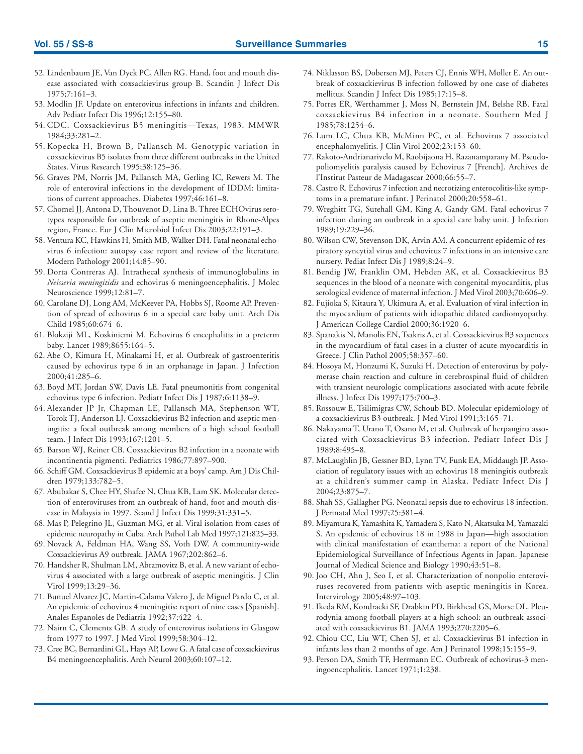52. Lindenbaum JE, Van Dyck PC, Allen RG. Hand, foot and mouth disease associated with coxsackievirus group B. Scandin J Infect Dis 1975;7:161–3.
53. Modlin JF. Update on enterovirus infections in infants and children. Adv Pediatr Infect Dis 1996;12:155–80.
54. CDC. Coxsackievirus B5 meningitis—Texas, 1983. MMWR 1984;33:281–2.
55. Kopecka H, Brown B, Pallansch M. Genotypic variation in coxsackievirus B5 isolates from three different outbreaks in the United States. Virus Research 1995;38:125–36.
56. Graves PM, Norris JM, Pallansch MA, Gerling IC, Rewers M. The role of enteroviral infections in the development of IDDM: limitations of current approaches. Diabetes 1997;46:161–8.
57. Chomel JJ, Antona D, Thouvenot D, Lina B. Three ECHOvirus serotypes responsible for outbreak of aseptic meningitis in Rhone-Alpes region, France. Eur J Clin Microbiol Infect Dis 2003;22:191–3.
58. Ventura KC, Hawkins H, Smith MB, Walker DH. Fatal neonatal echovirus 6 infection: autopsy case report and review of the literature. Modern Pathology 2001;14:85–90.
59. Dorta Contreras AJ. Intrathecal synthesis of immunoglobulins in *Neisseria meningitidis* and echovirus 6 meningoencephalitis. J Molec Neuroscience 1999;12:81–7.
60. Carolane DJ, Long AM, McKeever PA, Hobbs SJ, Roome AP. Prevention of spread of echovirus 6 in a special care baby unit. Arch Dis Child 1985;60:674–6.
61. Blokziji ML, Koskiniemi M. Echovirus 6 encephalitis in a preterm baby. Lancet 1989;8655:164–5.
62. Abe O, Kimura H, Minakami H, et al. Outbreak of gastroenteritis caused by echovirus type 6 in an orphanage in Japan. J Infection 2000;41:285–6.
63. Boyd MT, Jordan SW, Davis LE. Fatal pneumonitis from congenital echovirus type 6 infection. Pediatr Infect Dis J 1987;6:1138–9.
64. Alexander JP Jr, Chapman LE, Pallansch MA, Stephenson WT, Torok TJ, Anderson LJ. Coxsackievirus B2 infection and aseptic meningitis: a focal outbreak among members of a high school football team. J Infect Dis 1993;167:1201–5.
65. Barson WJ, Reiner CB. Coxsackievirus B2 infection in a neonate with incontinentia pigmenti. Pediatrics 1986;77:897–900.
66. Schiff GM. Coxsackievirus B epidemic at a boys' camp. Am J Dis Children 1979;133:782–5.
67. Abubakar S, Chee HY, Shafee N, Chua KB, Lam SK. Molecular detection of enteroviruses from an outbreak of hand, foot and mouth disease in Malaysia in 1997. Scand J Infect Dis 1999;31:331–5.
68. Mas P, Pelegrino JL, Guzman MG, et al. Viral isolation from cases of epidemic neuropathy in Cuba. Arch Pathol Lab Med 1997;121:825–33.
69. Novack A, Feldman HA, Wang SS, Voth DW. A community-wide Coxsackievirus A9 outbreak. JAMA 1967;202:862–6.
70. Handsher R, Shulman LM, Abramovitz B, et al. A new variant of echovirus 4 associated with a large outbreak of aseptic meningitis. J Clin Virol 1999;13:29–36.
71. Bunuel Alvarez JC, Martin-Calama Valero J, de Miguel Pardo C, et al. An epidemic of echovirus 4 meningitis: report of nine cases [Spanish]. Anales Espanoles de Pediatria 1992;37:422–4.
72. Nairn C, Clements GB. A study of enterovirus isolations in Glasgow from 1977 to 1997. J Med Virol 1999;58:304–12.
73. Cree BC, Bernardini GL, Hays AP, Lowe G. A fatal case of coxsackievirus B4 meningoencephalitis. Arch Neurol 2003;60:107–12.
74. Niklasson BS, Dobersen MJ, Peters CJ, Ennis WH, Moller E. An outbreak of coxsackievirus B infection followed by one case of diabetes mellitus. Scandin J Infect Dis 1985;17:15–8.
75. Porres ER, Werthammer J, Moss N, Bernstein JM, Belshe RB. Fatal coxsackievirus B4 infection in a neonate. Southern Med J 1985;78:1254–6.
76. Lum LC, Chua KB, McMinn PC, et al. Echovirus 7 associated encephalomyelitis. J Clin Virol 2002;23:153–60.
77. Rakoto-Andrianarivelo M, Raobijaona H, Razanamparany M. Pseudopoliomyelitis paralysis caused by Echovirus 7 [French]. Archives de l'Institut Pasteur de Madagascar 2000;66:55–7.
78. Castro R. Echovirus 7 infection and necrotizing enterocolitis-like symptoms in a premature infant. J Perinatol 2000;20:558–61.
79. Wreghitt TG, Sutehall GM, King A, Gandy GM. Fatal echovirus 7 infection during an outbreak in a special care baby unit. J Infection 1989;19:229–36.
80. Wilson CW, Stevenson DK, Arvin AM. A concurrent epidemic of respiratory syncytial virus and echovirus 7 infections in an intensive care nursery. Pediat Infect Dis J 1989;8:24–9.
81. Bendig JW, Franklin OM, Hebden AK, et al. Coxsackievirus B3 sequences in the blood of a neonate with congenital myocarditis, plus serological evidence of maternal infection. J Med Virol 2003;70:606–9.
82. Fujioka S, Kitaura Y, Ukimura A, et al. Evaluation of viral infection in the myocardium of patients with idiopathic dilated cardiomyopathy. J American College Cardiol 2000;36:1920–6.
83. Spanakis N, Manolis EN, Tsakris A, et al. Coxsackievirus B3 sequences in the myocardium of fatal cases in a cluster of acute myocarditis in Greece. J Clin Pathol 2005;58:357–60.
84. Hosoya M, Honzumi K, Suzuki H. Detection of enterovirus by polymerase chain reaction and culture in cerebrospinal fluid of children with transient neurologic complications associated with acute febrile illness. J Infect Dis 1997;175:700–3.
85. Rossouw E, Tsilimigras CW, Schoub BD. Molecular epidemiology of a coxsackievirus B3 outbreak. J Med Virol 1991;3:165–71.
86. Nakayama T, Urano T, Osano M, et al. Outbreak of herpangina associated with Coxsackievirus B3 infection. Pediatr Infect Dis J 1989;8:495–8.
87. McLaughlin JB, Gessner BD, Lynn TV, Funk EA, Middaugh JP. Association of regulatory issues with an echovirus 18 meningitis outbreak at a children's summer camp in Alaska. Pediatr Infect Dis J 2004;23:875–7.
88. Shah SS, Gallagher PG. Neonatal sepsis due to echovirus 18 infection. J Perinatal Med 1997;25:381–4.
89. Miyamura K, Yamashita K, Yamadera S, Kato N, Akatsuka M, Yamazaki S. An epidemic of echovirus 18 in 1988 in Japan—high association with clinical manifestation of exanthema: a report of the National Epidemiological Surveillance of Infectious Agents in Japan. Japanese Journal of Medical Science and Biology 1990;43:51–8.
90. Joo CH, Ahn J, Seo I, et al. Characterization of nonpolio enteroviruses recovered from patients with aseptic meningitis in Korea. Intervirology 2005;48:97–103.
91. Ikeda RM, Kondracki SF, Drabkin PD, Birkhead GS, Morse DL. Pleurodynia among football players at a high school: an outbreak associated with coxsackievirus B1. JAMA 1993;270:2205–6.
92. Chiou CC, Liu WT, Chen SJ, et al. Coxsackievirus B1 infection in infants less than 2 months of age. Am J Perinatol 1998;15:155–9.
93. Person DA, Smith TF, Herrmann EC. Outbreak of echovirus-3 meningoencephalitis. Lancet 1971;1:238.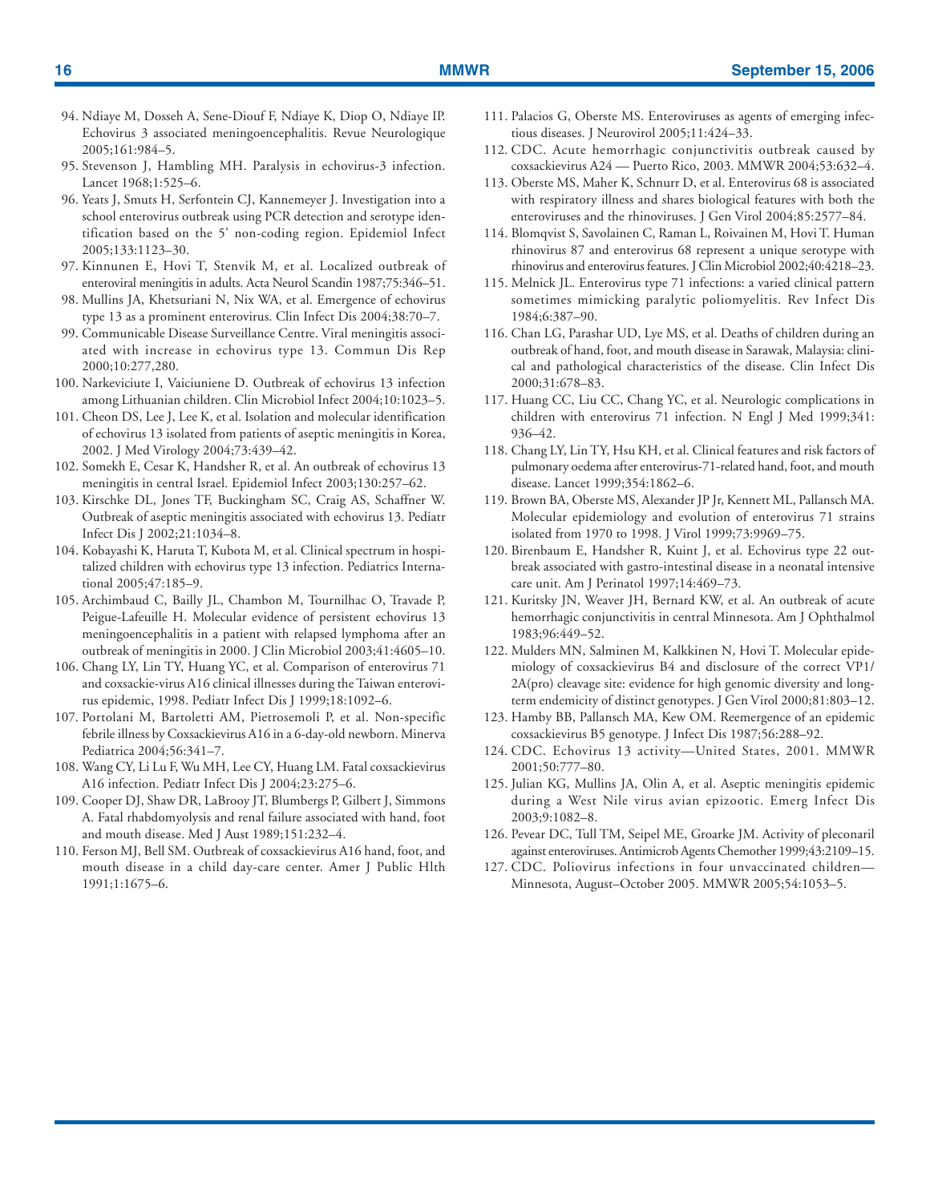94. Ndiaye M, Dosseh A, Sene-Diouf F, Ndiaye K, Diop O, Ndiaye IP. Echovirus 3 associated meningoencephalitis. Revue Neurologique 2005;161:984–5.
95. Stevenson J, Hambling MH. Paralysis in echovirus-3 infection. Lancet 1968;1:525–6.
96. Yeats J, Smuts H, Serfontein CJ, Kannemeyer J. Investigation into a school enterovirus outbreak using PCR detection and serotype identification based on the 5' non-coding region. Epidemiol Infect 2005;133:1123–30.
97. Kinnunen E, Hovi T, Stenvik M, et al. Localized outbreak of enteroviral meningitis in adults. Acta Neurol Scandin 1987;75:346–51.
98. Mullins JA, Khetsuriani N, Nix WA, et al. Emergence of echovirus type 13 as a prominent enterovirus. Clin Infect Dis 2004;38:70–7.
99. Communicable Disease Surveillance Centre. Viral meningitis associated with increase in echovirus type 13. Commun Dis Rep 2000;10:277,280.
100. Narkeviciute I, Vaiciuniene D. Outbreak of echovirus 13 infection among Lithuanian children. Clin Microbiol Infect 2004;10:1023–5.
101. Cheon DS, Lee J, Lee K, et al. Isolation and molecular identification of echovirus 13 isolated from patients of aseptic meningitis in Korea, 2002. J Med Virology 2004;73:439–42.
102. Somekh E, Cesar K, Handsher R, et al. An outbreak of echovirus 13 meningitis in central Israel. Epidemiol Infect 2003;130:257–62.
103. Kirschke DL, Jones TF, Buckingham SC, Craig AS, Schaffner W. Outbreak of aseptic meningitis associated with echovirus 13. Pediatr Infect Dis J 2002;21:1034–8.
104. Kobayashi K, Haruta T, Kubota M, et al. Clinical spectrum in hospitalized children with echovirus type 13 infection. Pediatrics International 2005;47:185–9.
105. Archimbaud C, Bailly JL, Chambon M, Tournilhac O, Travade P, Peigue-Lafeuille H. Molecular evidence of persistent echovirus 13 meningoencephalitis in a patient with relapsed lymphoma after an outbreak of meningitis in 2000. J Clin Microbiol 2003;41:4605–10.
106. Chang LY, Lin TY, Huang YC, et al. Comparison of enterovirus 71 and coxsackie-virus A16 clinical illnesses during the Taiwan enterovirus epidemic, 1998. Pediatr Infect Dis J 1999;18:1092–6.
107. Portolani M, Bartoletti AM, Pietrosemoli P, et al. Non-specific febrile illness by Coxsackievirus A16 in a 6-day-old newborn. Minerva Pediatrica 2004;56:341–7.
108. Wang CY, Li Lu F, Wu MH, Lee CY, Huang LM. Fatal coxsackievirus A16 infection. Pediatr Infect Dis J 2004;23:275–6.
109. Cooper DJ, Shaw DR, LaBrooy JT, Blumbergs P, Gilbert J, Simmons A. Fatal rhabdomyolysis and renal failure associated with hand, foot and mouth disease. Med J Aust 1989;151:232–4.
110. Ferson MJ, Bell SM. Outbreak of coxsackievirus A16 hand, foot, and mouth disease in a child day-care center. Amer J Public Hlth 1991;1:1675–6.
111. Palacios G, Oberste MS. Enteroviruses as agents of emerging infectious diseases. J Neurovirol 2005;11:424–33.
112. CDC. Acute hemorrhagic conjunctivitis outbreak caused by coxsackievirus A24 — Puerto Rico, 2003. MMWR 2004;53:632–4.
113. Oberste MS, Maher K, Schnurr D, et al. Enterovirus 68 is associated with respiratory illness and shares biological features with both the enteroviruses and the rhinoviruses. J Gen Virol 2004;85:2577–84.
114. Blomqvist S, Savolainen C, Raman L, Roivainen M, Hovi T. Human rhinovirus 87 and enterovirus 68 represent a unique serotype with rhinovirus and enterovirus features. J Clin Microbiol 2002;40:4218–23.
115. Melnick JL. Enterovirus type 71 infections: a varied clinical pattern sometimes mimicking paralytic poliomyelitis. Rev Infect Dis 1984;6:387–90.
116. Chan LG, Parashar UD, Lye MS, et al. Deaths of children during an outbreak of hand, foot, and mouth disease in Sarawak, Malaysia: clinical and pathological characteristics of the disease. Clin Infect Dis 2000;31:678–83.
117. Huang CC, Liu CC, Chang YC, et al. Neurologic complications in children with enterovirus 71 infection. N Engl J Med 1999;341: 936–42.
118. Chang LY, Lin TY, Hsu KH, et al. Clinical features and risk factors of pulmonary oedema after enterovirus-71-related hand, foot, and mouth disease. Lancet 1999;354:1862–6.
119. Brown BA, Oberste MS, Alexander JP Jr, Kennett ML, Pallansch MA. Molecular epidemiology and evolution of enterovirus 71 strains isolated from 1970 to 1998. J Virol 1999;73:9969–75.
120. Birenbaum E, Handsher R, Kuint J, et al. Echovirus type 22 outbreak associated with gastro-intestinal disease in a neonatal intensive care unit. Am J Perinatol 1997;14:469–73.
121. Kuritsky JN, Weaver JH, Bernard KW, et al. An outbreak of acute hemorrhagic conjunctivitis in central Minnesota. Am J Ophthalmol 1983;96:449–52.
122. Mulders MN, Salminen M, Kalkkinen N, Hovi T. Molecular epidemiology of coxsackievirus B4 and disclosure of the correct VP1/ 2A(pro) cleavage site: evidence for high genomic diversity and long-term endemicity of distinct genotypes. J Gen Virol 2000;81:803–12.
123. Hamby BB, Pallansch MA, Kew OM. Reemergence of an epidemic coxsackievirus B5 genotype. J Infect Dis 1987;56:288–92.
124. CDC. Echovirus 13 activity—United States, 2001. MMWR 2001;50:777–80.
125. Julian KG, Mullins JA, Olin A, et al. Aseptic meningitis epidemic during a West Nile virus avian epizootic. Emerg Infect Dis 2003;9:1082–8.
126. Pevear DC, Tull TM, Seipel ME, Groarke JM. Activity of pleconaril against enteroviruses. Antimicrob Agents Chemother 1999;43:2109–15.
127. CDC. Poliovirus infections in four unvaccinated children—Minnesota, August–October 2005. MMWR 2005;54:1053–5.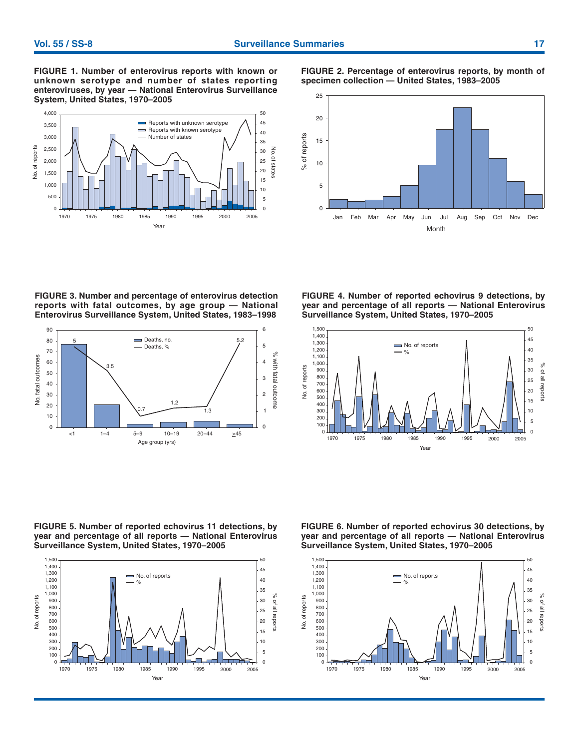**FIGURE 1. Number of enterovirus reports with known or unknown serotype and number of states reporting enteroviruses, by year — National Enterovirus Surveillance System, United States, 1970–2005**

**FIGURE 2. Percentage of enterovirus reports, by month of specimen collection — United States, 1983–2005**

**FIGURE 3. Number and percentage of enterovirus detection reports with fatal outcomes, by age group — National Enterovirus Surveillance System, United States, 1983–1998**

**FIGURE 4. Number of reported echovirus 9 detections, by year and percentage of all reports — National Enterovirus Surveillance System, United States, 1970–2005**

**FIGURE 5. Number of reported echovirus 11 detections, by year and percentage of all reports — National Enterovirus Surveillance System, United States, 1970–2005**

**FIGURE 6. Number of reported echovirus 30 detections, by year and percentage of all reports — National Enterovirus Surveillance System, United States, 1970–2005**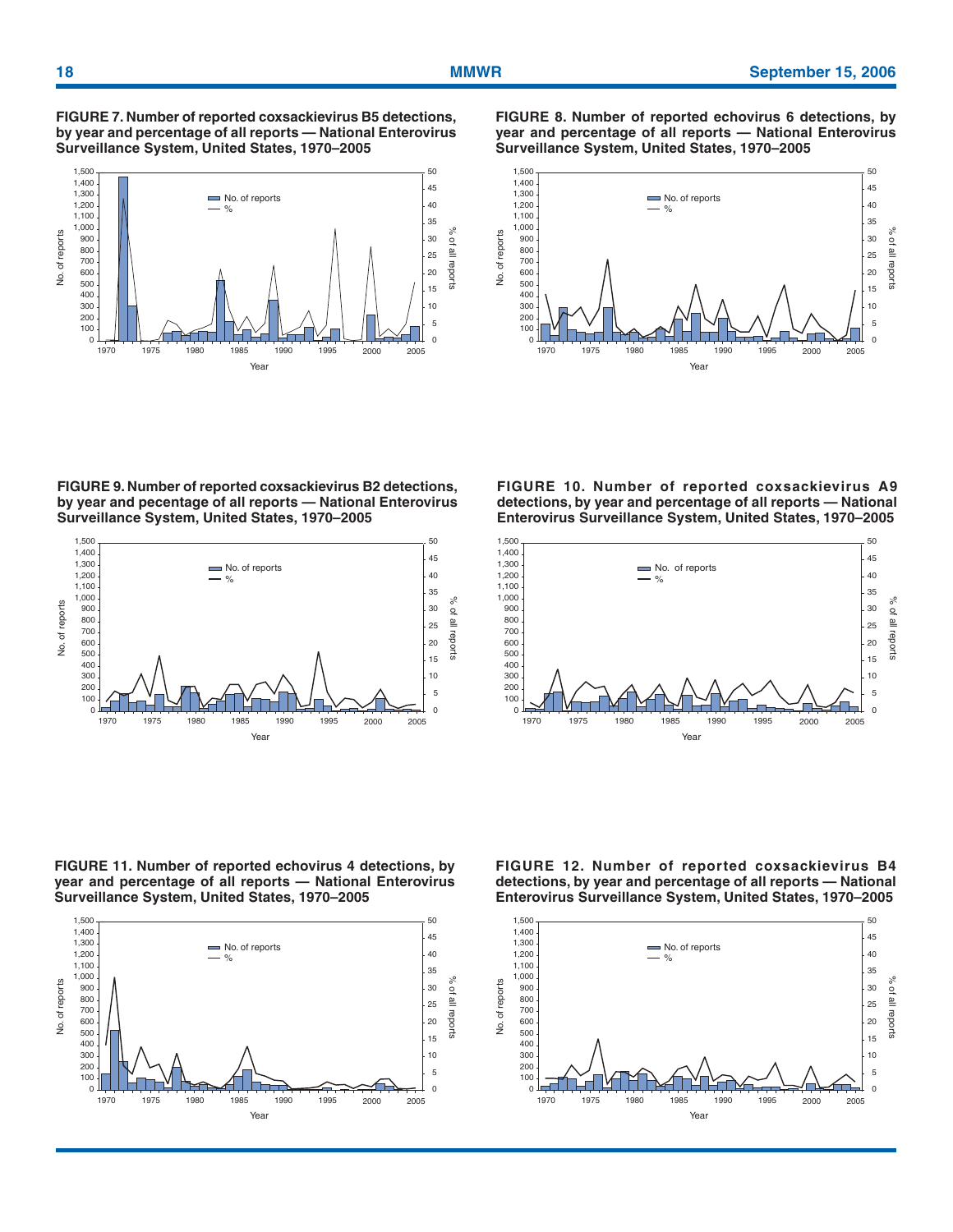**FIGURE 7. Number of reported coxsackievirus B5 detections, by year and percentage of all reports — National Enterovirus Surveillance System, United States, 1970–2005**

**FIGURE 8. Number of reported echovirus 6 detections, by year and percentage of all reports — National Enterovirus Surveillance System, United States, 1970–2005**

**FIGURE 9. Number of reported coxsackievirus B2 detections, by year and pecentage of all reports — National Enterovirus Surveillance System, United States, 1970–2005**

**FIGURE 10. Number of reported coxsackievirus A9 detections, by year and percentage of all reports — National Enterovirus Surveillance System, United States, 1970–2005**

**FIGURE 11. Number of reported echovirus 4 detections, by year and percentage of all reports — National Enterovirus Surveillance System, United States, 1970–2005**

**FIGURE 12. Number of reported coxsackievirus B4 detections, by year and percentage of all reports — National Enterovirus Surveillance System, United States, 1970–2005**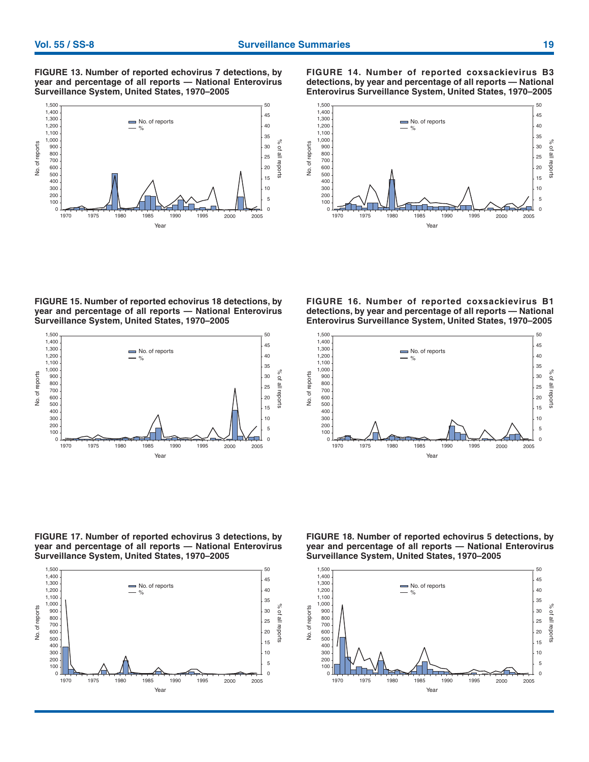**FIGURE 13. Number of reported echovirus 7 detections, by year and percentage of all reports — National Enterovirus Surveillance System, United States, 1970–2005**

**FIGURE 14. Number of reported coxsackievirus B3 detections, by year and percentage of all reports — National Enterovirus Surveillance System, United States, 1970–2005**

**FIGURE 15. Number of reported echovirus 18 detections, by year and percentage of all reports — National Enterovirus Surveillance System, United States, 1970–2005**

**FIGURE 16. Number of reported coxsackievirus B1 detections, by year and percentage of all reports — National Enterovirus Surveillance System, United States, 1970–2005**

**FIGURE 17. Number of reported echovirus 3 detections, by year and percentage of all reports — National Enterovirus Surveillance System, United States, 1970–2005**

**FIGURE 18. Number of reported echovirus 5 detections, by year and percentage of all reports — National Enterovirus Surveillance System, United States, 1970–2005**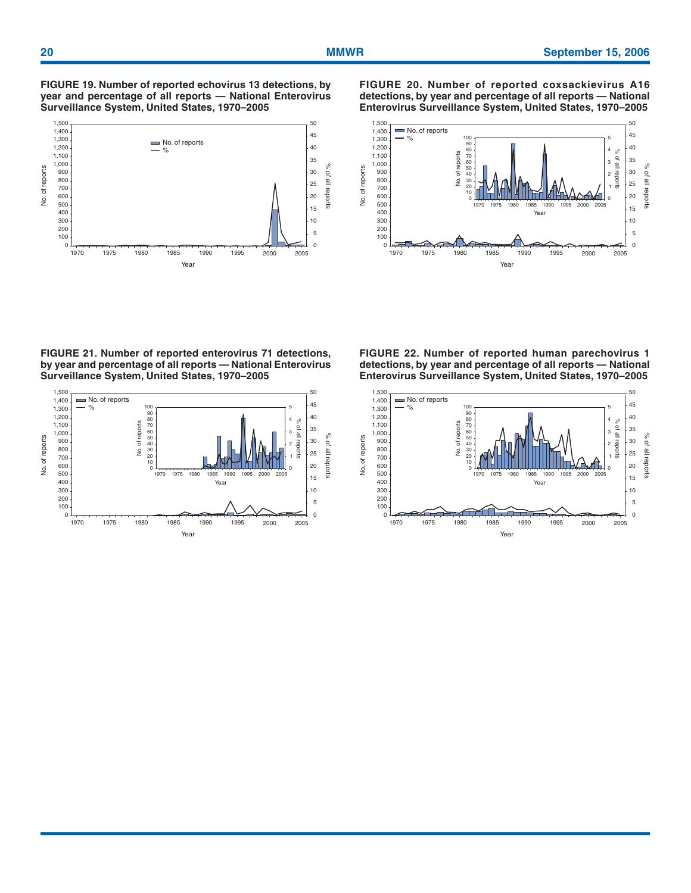**FIGURE 19. Number of reported echovirus 13 detections, by year and percentage of all reports — National Enterovirus Surveillance System, United States, 1970–2005**

**FIGURE 20. Number of reported coxsackievirus A16 detections, by year and percentage of all reports — National Enterovirus Surveillance System, United States, 1970–2005**

**FIGURE 21. Number of reported enterovirus 71 detections, by year and percentage of all reports — National Enterovirus Surveillance System, United States, 1970–2005**

**FIGURE 22. Number of reported human parechovirus 1 detections, by year and percentage of all reports — National Enterovirus Surveillance System, United States, 1970–2005**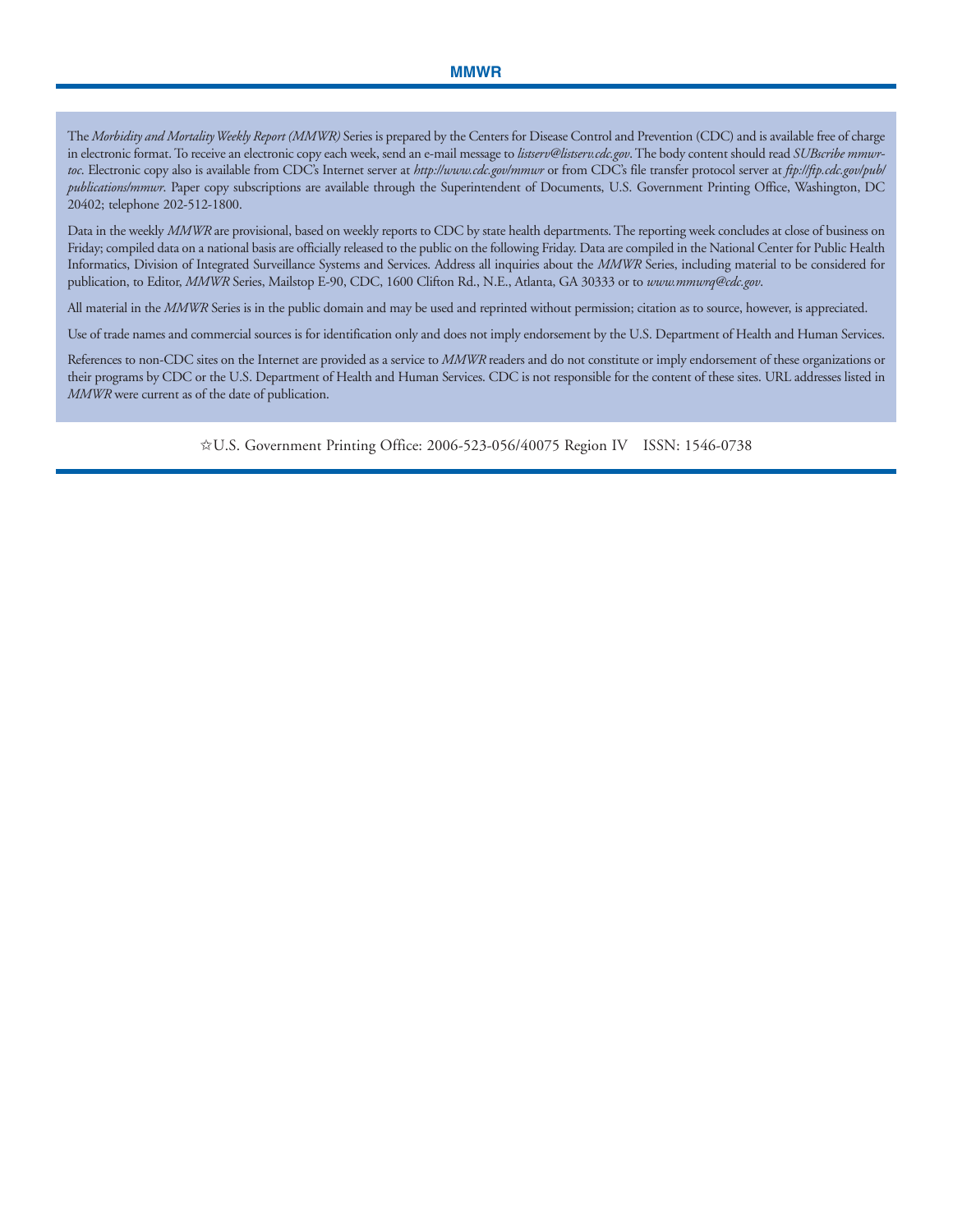The *Morbidity and Mortality Weekly Report (MMWR)* Series is prepared by the Centers for Disease Control and Prevention (CDC) and is available free of charge in electronic format. To receive an electronic copy each week, send an e-mail message to *listserv@listserv.cdc.gov*. The body content should read *SUBscribe mmwr-toc*. Electronic copy also is available from CDC's Internet server at *http://www.cdc.gov/mmwr* or from CDC's file transfer protocol server at *ftp://ftp.cdc.gov/pub/publications/mmwr*. Paper copy subscriptions are available through the Superintendent of Documents, U.S. Government Printing Office, Washington, DC 20402; telephone 202-512-1800.

Data in the weekly *MMWR* are provisional, based on weekly reports to CDC by state health departments. The reporting week concludes at close of business on Friday; compiled data on a national basis are officially released to the public on the following Friday. Data are compiled in the National Center for Public Health Informatics, Division of Integrated Surveillance Systems and Services. Address all inquiries about the *MMWR* Series, including material to be considered for publication, to Editor, *MMWR* Series, Mailstop E-90, CDC, 1600 Clifton Rd., N.E., Atlanta, GA 30333 or to *www.mmwrq@cdc.gov*.

All material in the *MMWR* Series is in the public domain and may be used and reprinted without permission; citation as to source, however, is appreciated.

Use of trade names and commercial sources is for identification only and does not imply endorsement by the U.S. Department of Health and Human Services.

References to non-CDC sites on the Internet are provided as a service to *MMWR* readers and do not constitute or imply endorsement of these organizations or their programs by CDC or the U.S. Department of Health and Human Services. CDC is not responsible for the content of these sites. URL addresses listed in *MMWR* were current as of the date of publication.

☆U.S. Government Printing Office: 2006-523-056/40075 Region IV ISSN: 1546-0738